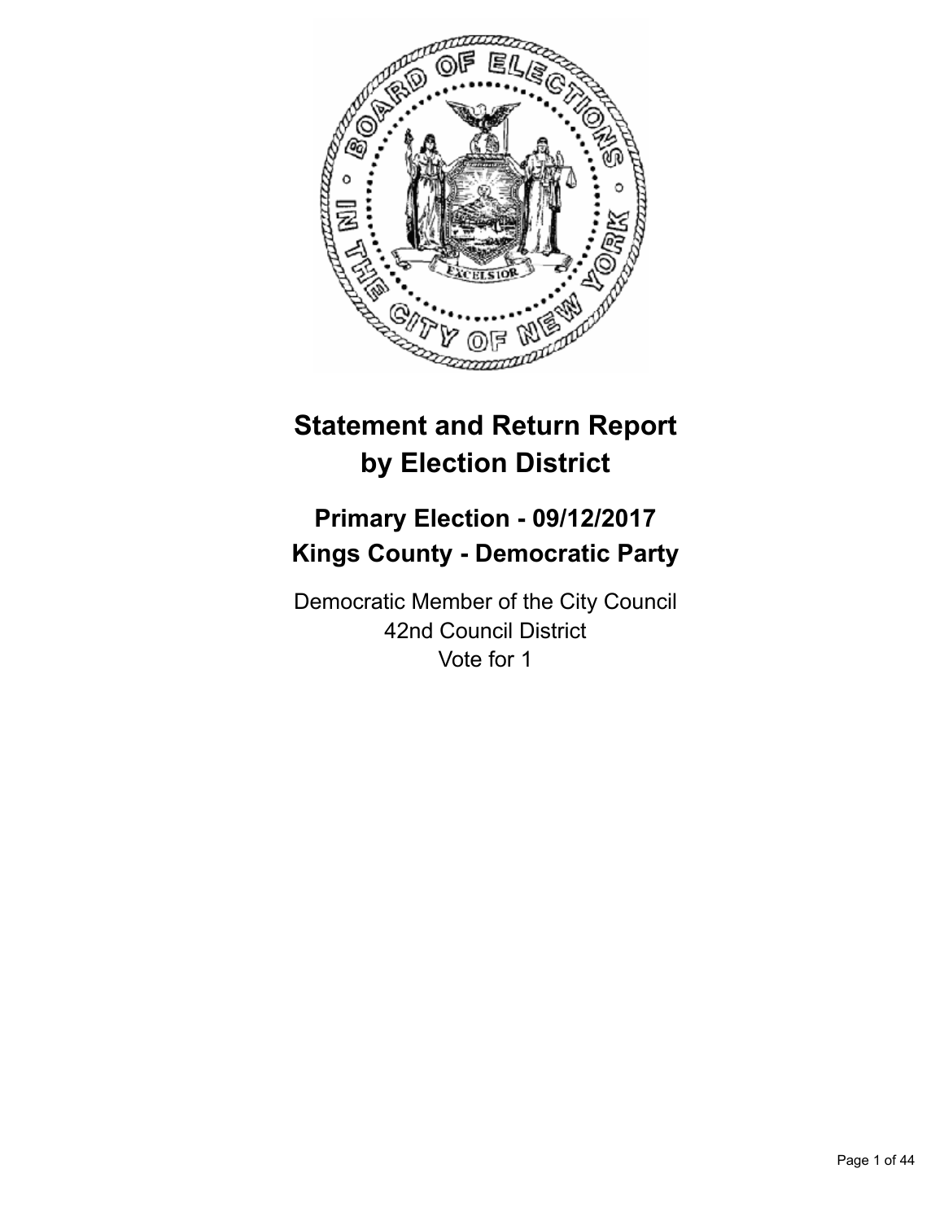# Statement and Return Report by Election District

## Primary Election - 09/12/2017
## Kings County - Democratic Party

Democratic Member of the City Council
42nd Council District
Vote for 1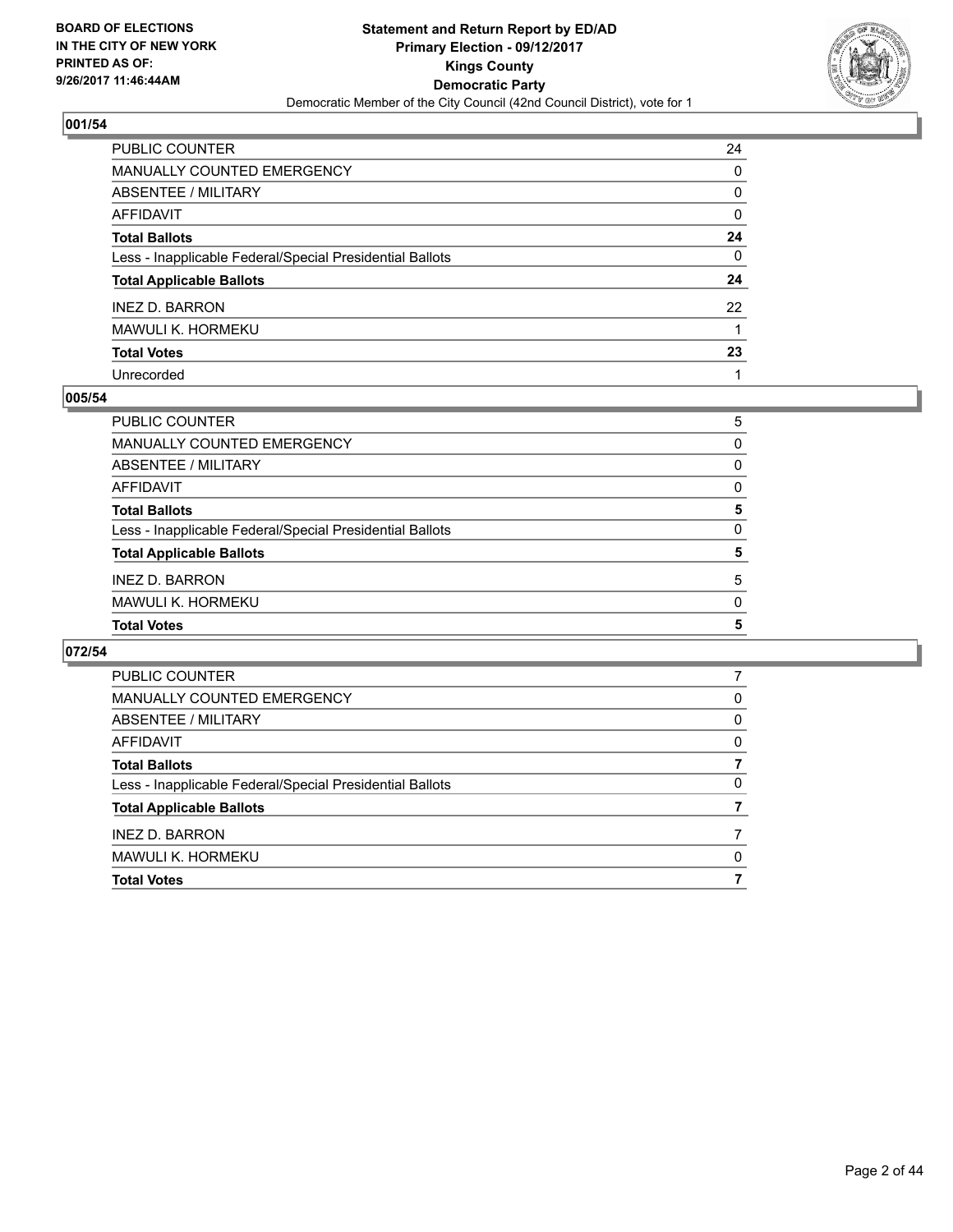## 001/54

| | |
|---|---|
| PUBLIC COUNTER | 24 |
| MANUALLY COUNTED EMERGENCY | 0 |
| ABSENTEE / MILITARY | 0 |
| AFFIDAVIT | 0 |
| **Total Ballots** | **24** |
| Less - Inapplicable Federal/Special Presidential Ballots | 0 |
| **Total Applicable Ballots** | **24** |
| INEZ D. BARRON | 22 |
| MAWULI K. HORMEKU | 1 |
| **Total Votes** | **23** |
| Unrecorded | 1 |

## 005/54

| | |
|---|---|
| PUBLIC COUNTER | 5 |
| MANUALLY COUNTED EMERGENCY | 0 |
| ABSENTEE / MILITARY | 0 |
| AFFIDAVIT | 0 |
| **Total Ballots** | **5** |
| Less - Inapplicable Federal/Special Presidential Ballots | 0 |
| **Total Applicable Ballots** | **5** |
| INEZ D. BARRON | 5 |
| MAWULI K. HORMEKU | 0 |
| **Total Votes** | **5** |

## 072/54

| | |
|---|---|
| PUBLIC COUNTER | 7 |
| MANUALLY COUNTED EMERGENCY | 0 |
| ABSENTEE / MILITARY | 0 |
| AFFIDAVIT | 0 |
| **Total Ballots** | **7** |
| Less - Inapplicable Federal/Special Presidential Ballots | 0 |
| **Total Applicable Ballots** | **7** |
| INEZ D. BARRON | 7 |
| MAWULI K. HORMEKU | 0 |
| **Total Votes** | **7** |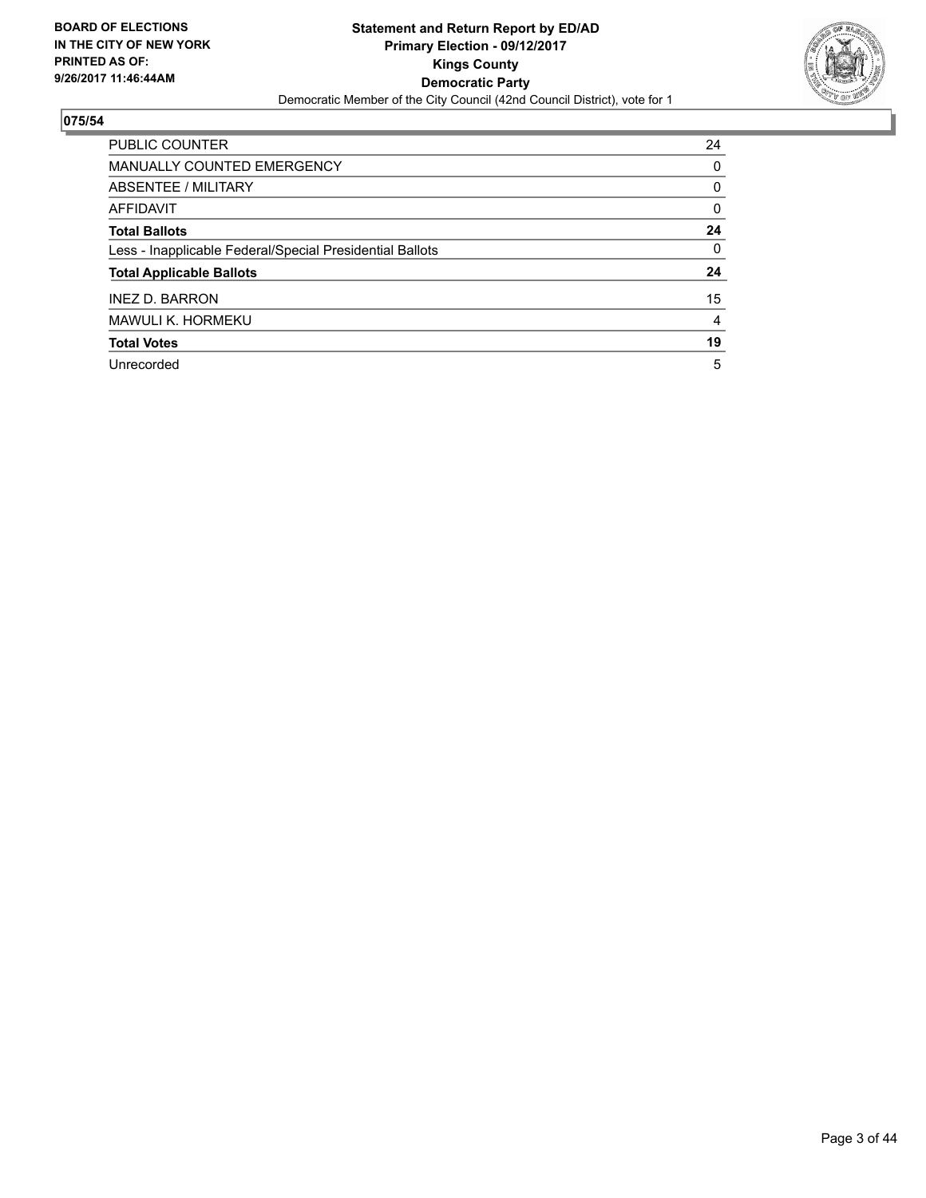**BOARD OF ELECTIONS IN THE CITY OF NEW YORK PRINTED AS OF: 9/26/2017 11:46:44AM**

**Statement and Return Report by ED/AD**
**Primary Election - 09/12/2017**
**Kings County**
**Democratic Party**
Democratic Member of the City Council (42nd Council District), vote for 1

## 075/54

| | |
|---|---|
| PUBLIC COUNTER | 24 |
| MANUALLY COUNTED EMERGENCY | 0 |
| ABSENTEE / MILITARY | 0 |
| AFFIDAVIT | 0 |
| **Total Ballots** | **24** |
| Less - Inapplicable Federal/Special Presidential Ballots | 0 |
| **Total Applicable Ballots** | **24** |
| INEZ D. BARRON | 15 |
| MAWULI K. HORMEKU | 4 |
| **Total Votes** | **19** |
| Unrecorded | 5 |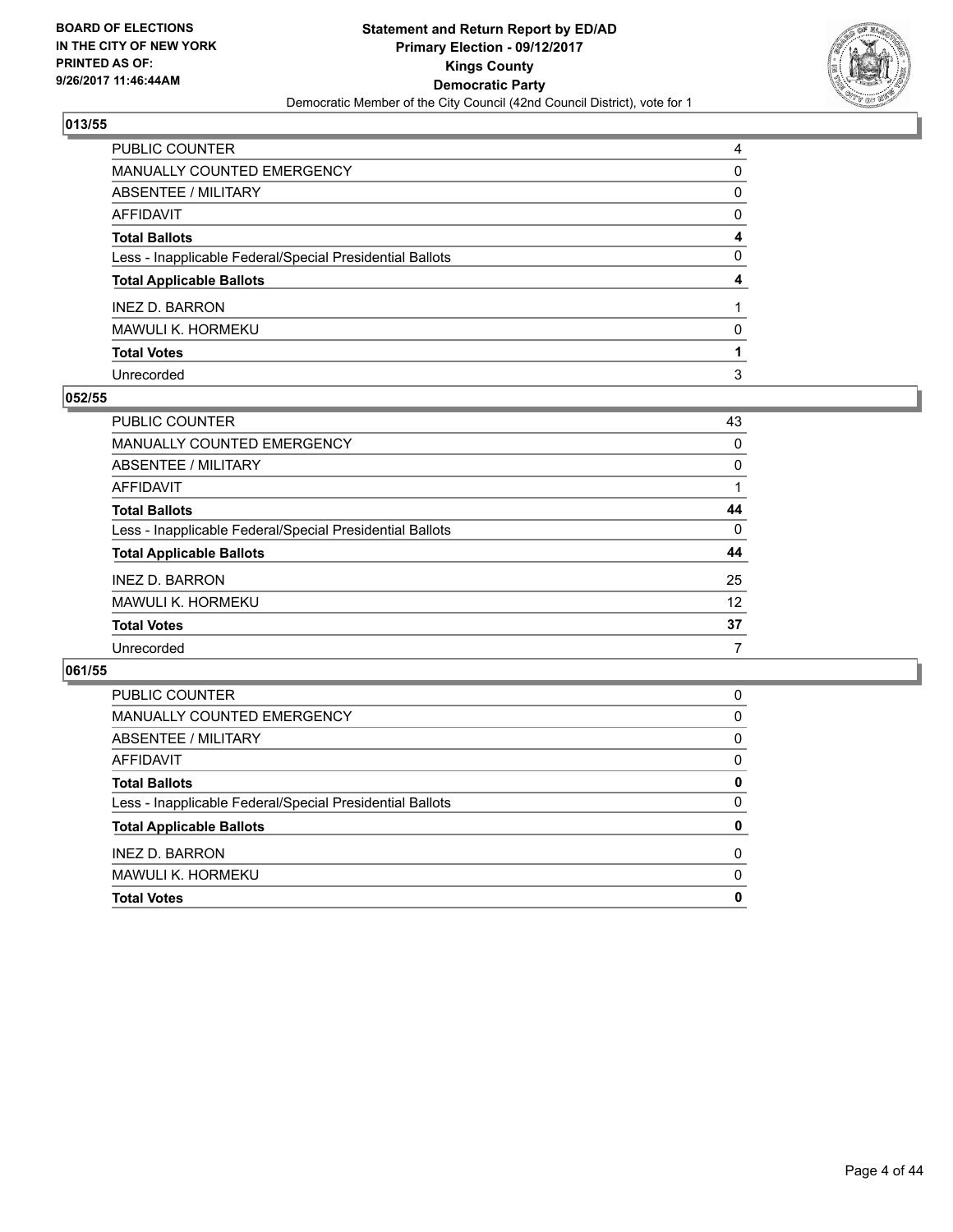**BOARD OF ELECTIONS IN THE CITY OF NEW YORK PRINTED AS OF: 9/26/2017 11:46:44AM**

**Statement and Return Report by ED/AD Primary Election - 09/12/2017 Kings County Democratic Party**

Democratic Member of the City Council (42nd Council District), vote for 1

## 013/55

| | |
|---|---|
| PUBLIC COUNTER | 4 |
| MANUALLY COUNTED EMERGENCY | 0 |
| ABSENTEE / MILITARY | 0 |
| AFFIDAVIT | 0 |
| **Total Ballots** | **4** |
| Less - Inapplicable Federal/Special Presidential Ballots | 0 |
| **Total Applicable Ballots** | **4** |
| INEZ D. BARRON | 1 |
| MAWULI K. HORMEKU | 0 |
| **Total Votes** | **1** |
| Unrecorded | 3 |

## 052/55

| | |
|---|---|
| PUBLIC COUNTER | 43 |
| MANUALLY COUNTED EMERGENCY | 0 |
| ABSENTEE / MILITARY | 0 |
| AFFIDAVIT | 1 |
| **Total Ballots** | **44** |
| Less - Inapplicable Federal/Special Presidential Ballots | 0 |
| **Total Applicable Ballots** | **44** |
| INEZ D. BARRON | 25 |
| MAWULI K. HORMEKU | 12 |
| **Total Votes** | **37** |
| Unrecorded | 7 |

## 061/55

| | |
|---|---|
| PUBLIC COUNTER | 0 |
| MANUALLY COUNTED EMERGENCY | 0 |
| ABSENTEE / MILITARY | 0 |
| AFFIDAVIT | 0 |
| **Total Ballots** | **0** |
| Less - Inapplicable Federal/Special Presidential Ballots | 0 |
| **Total Applicable Ballots** | **0** |
| INEZ D. BARRON | 0 |
| MAWULI K. HORMEKU | 0 |
| **Total Votes** | **0** |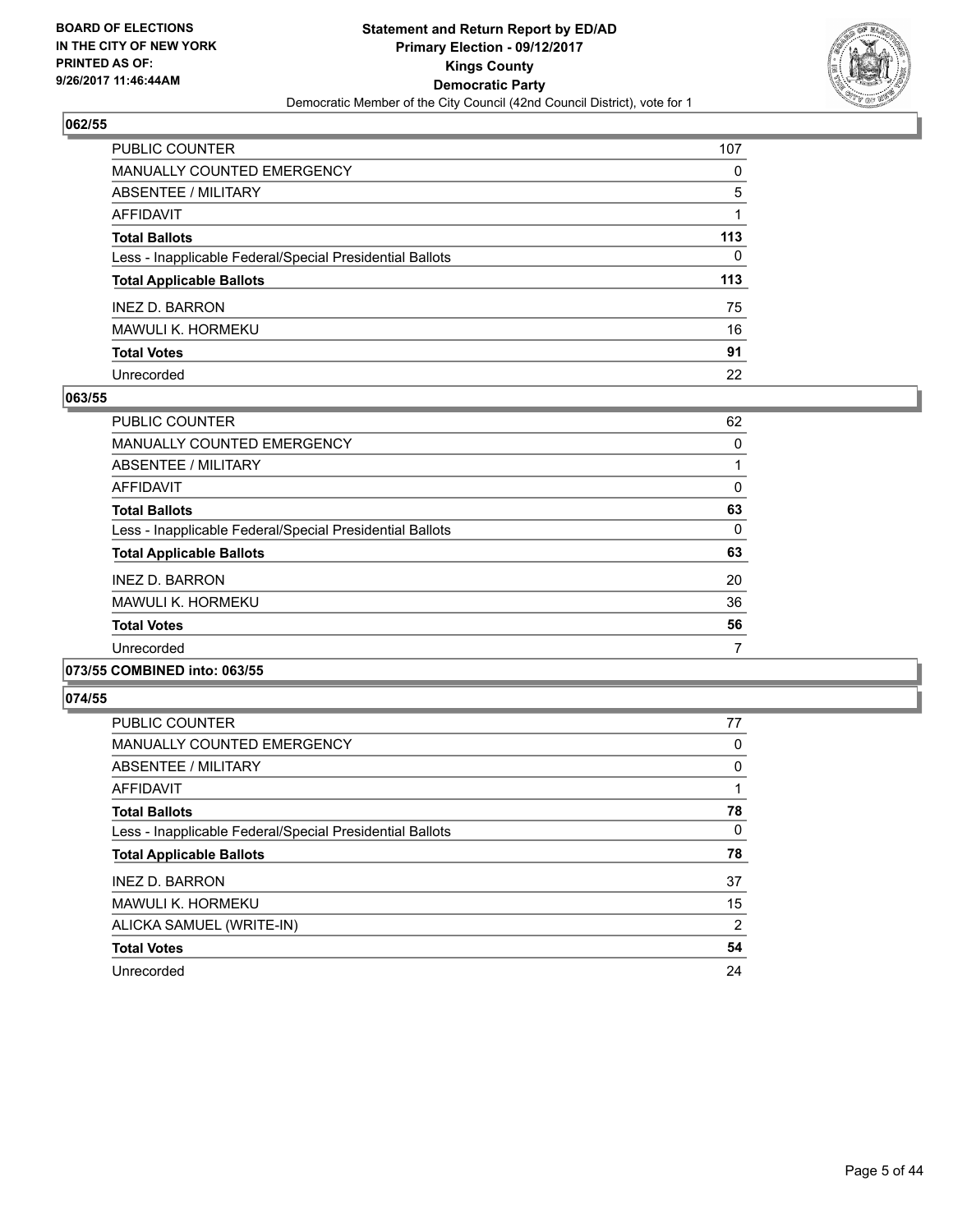**BOARD OF ELECTIONS IN THE CITY OF NEW YORK PRINTED AS OF: 9/26/2017 11:46:44AM**

**Statement and Return Report by ED/AD Primary Election - 09/12/2017 Kings County Democratic Party**

Democratic Member of the City Council (42nd Council District), vote for 1

## 062/55

| | |
|---|---|
| PUBLIC COUNTER | 107 |
| MANUALLY COUNTED EMERGENCY | 0 |
| ABSENTEE / MILITARY | 5 |
| AFFIDAVIT | 1 |
| **Total Ballots** | **113** |
| Less - Inapplicable Federal/Special Presidential Ballots | 0 |
| **Total Applicable Ballots** | **113** |
| INEZ D. BARRON | 75 |
| MAWULI K. HORMEKU | 16 |
| **Total Votes** | **91** |
| Unrecorded | 22 |

## 063/55

| | |
|---|---|
| PUBLIC COUNTER | 62 |
| MANUALLY COUNTED EMERGENCY | 0 |
| ABSENTEE / MILITARY | 1 |
| AFFIDAVIT | 0 |
| **Total Ballots** | **63** |
| Less - Inapplicable Federal/Special Presidential Ballots | 0 |
| **Total Applicable Ballots** | **63** |
| INEZ D. BARRON | 20 |
| MAWULI K. HORMEKU | 36 |
| **Total Votes** | **56** |
| Unrecorded | 7 |

## 073/55 COMBINED into: 063/55

## 074/55

| | |
|---|---|
| PUBLIC COUNTER | 77 |
| MANUALLY COUNTED EMERGENCY | 0 |
| ABSENTEE / MILITARY | 0 |
| AFFIDAVIT | 1 |
| **Total Ballots** | **78** |
| Less - Inapplicable Federal/Special Presidential Ballots | 0 |
| **Total Applicable Ballots** | **78** |
| INEZ D. BARRON | 37 |
| MAWULI K. HORMEKU | 15 |
| ALICKA SAMUEL (WRITE-IN) | 2 |
| **Total Votes** | **54** |
| Unrecorded | 24 |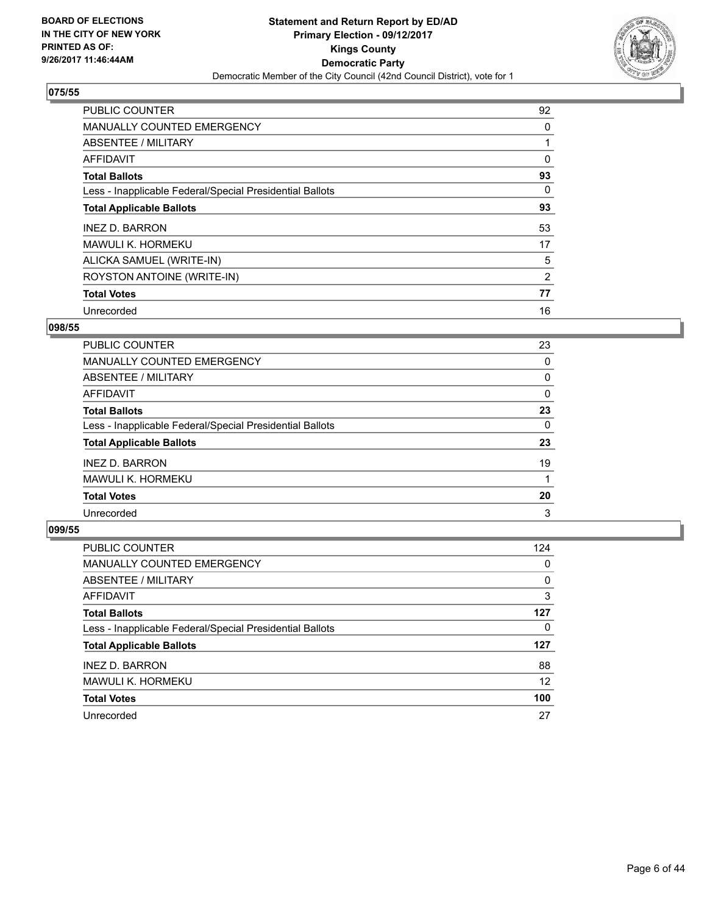**BOARD OF ELECTIONS IN THE CITY OF NEW YORK PRINTED AS OF: 9/26/2017 11:46:44AM**

**Statement and Return Report by ED/AD Primary Election - 09/12/2017 Kings County Democratic Party**

Democratic Member of the City Council (42nd Council District), vote for 1

## 075/55

| | |
|---|---|
| PUBLIC COUNTER | 92 |
| MANUALLY COUNTED EMERGENCY | 0 |
| ABSENTEE / MILITARY | 1 |
| AFFIDAVIT | 0 |
| **Total Ballots** | **93** |
| Less - Inapplicable Federal/Special Presidential Ballots | 0 |
| **Total Applicable Ballots** | **93** |
| INEZ D. BARRON | 53 |
| MAWULI K. HORMEKU | 17 |
| ALICKA SAMUEL (WRITE-IN) | 5 |
| ROYSTON ANTOINE (WRITE-IN) | 2 |
| **Total Votes** | **77** |
| Unrecorded | 16 |

## 098/55

| | |
|---|---|
| PUBLIC COUNTER | 23 |
| MANUALLY COUNTED EMERGENCY | 0 |
| ABSENTEE / MILITARY | 0 |
| AFFIDAVIT | 0 |
| **Total Ballots** | **23** |
| Less - Inapplicable Federal/Special Presidential Ballots | 0 |
| **Total Applicable Ballots** | **23** |
| INEZ D. BARRON | 19 |
| MAWULI K. HORMEKU | 1 |
| **Total Votes** | **20** |
| Unrecorded | 3 |

## 099/55

| | |
|---|---|
| PUBLIC COUNTER | 124 |
| MANUALLY COUNTED EMERGENCY | 0 |
| ABSENTEE / MILITARY | 0 |
| AFFIDAVIT | 3 |
| **Total Ballots** | **127** |
| Less - Inapplicable Federal/Special Presidential Ballots | 0 |
| **Total Applicable Ballots** | **127** |
| INEZ D. BARRON | 88 |
| MAWULI K. HORMEKU | 12 |
| **Total Votes** | **100** |
| Unrecorded | 27 |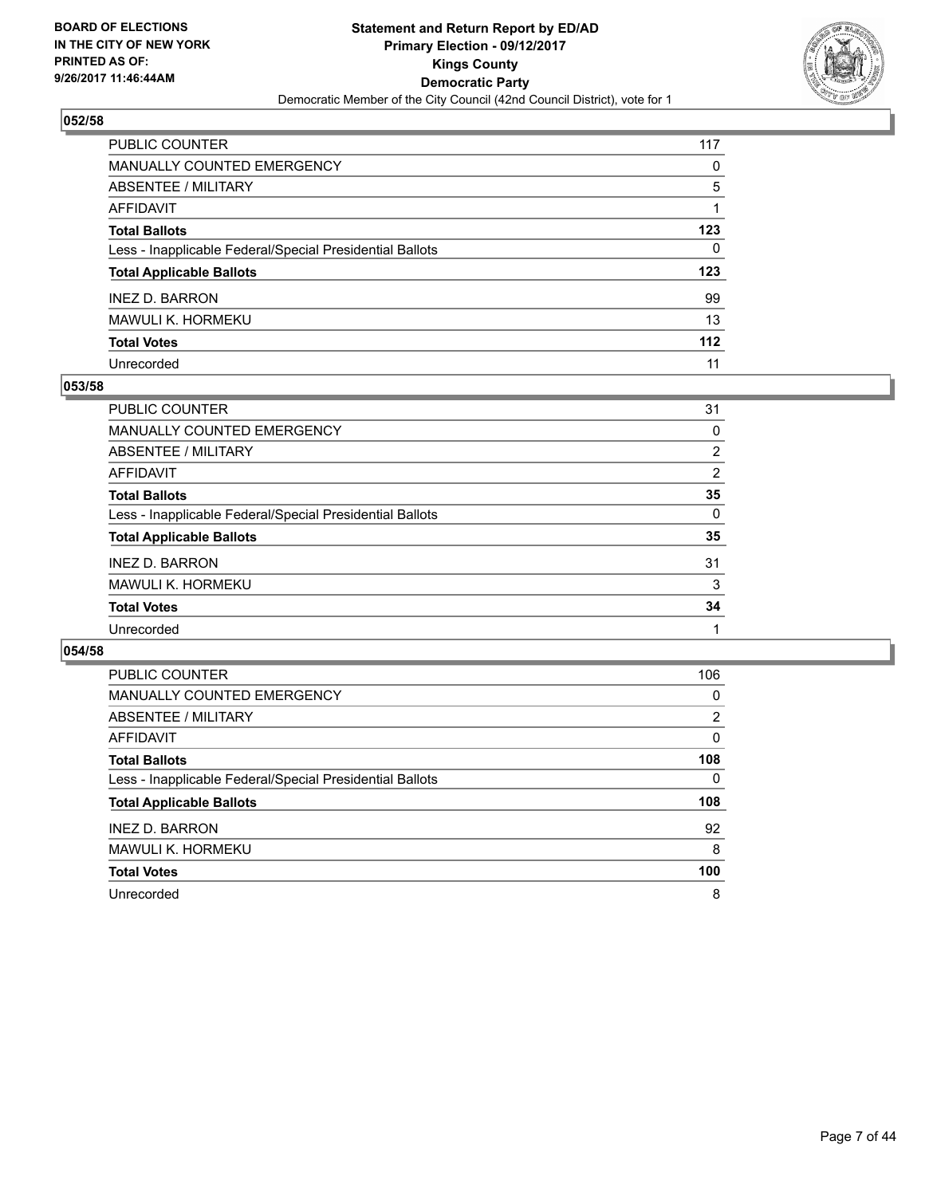**BOARD OF ELECTIONS IN THE CITY OF NEW YORK PRINTED AS OF: 9/26/2017 11:46:44AM**

**Statement and Return Report by ED/AD**
**Primary Election - 09/12/2017**
**Kings County**
**Democratic Party**
Democratic Member of the City Council (42nd Council District), vote for 1

## 052/58

| | |
|---|---|
| PUBLIC COUNTER | 117 |
| MANUALLY COUNTED EMERGENCY | 0 |
| ABSENTEE / MILITARY | 5 |
| AFFIDAVIT | 1 |
| **Total Ballots** | **123** |
| Less - Inapplicable Federal/Special Presidential Ballots | 0 |
| **Total Applicable Ballots** | **123** |
| INEZ D. BARRON | 99 |
| MAWULI K. HORMEKU | 13 |
| **Total Votes** | **112** |
| Unrecorded | 11 |

## 053/58

| | |
|---|---|
| PUBLIC COUNTER | 31 |
| MANUALLY COUNTED EMERGENCY | 0 |
| ABSENTEE / MILITARY | 2 |
| AFFIDAVIT | 2 |
| **Total Ballots** | **35** |
| Less - Inapplicable Federal/Special Presidential Ballots | 0 |
| **Total Applicable Ballots** | **35** |
| INEZ D. BARRON | 31 |
| MAWULI K. HORMEKU | 3 |
| **Total Votes** | **34** |
| Unrecorded | 1 |

## 054/58

| | |
|---|---|
| PUBLIC COUNTER | 106 |
| MANUALLY COUNTED EMERGENCY | 0 |
| ABSENTEE / MILITARY | 2 |
| AFFIDAVIT | 0 |
| **Total Ballots** | **108** |
| Less - Inapplicable Federal/Special Presidential Ballots | 0 |
| **Total Applicable Ballots** | **108** |
| INEZ D. BARRON | 92 |
| MAWULI K. HORMEKU | 8 |
| **Total Votes** | **100** |
| Unrecorded | 8 |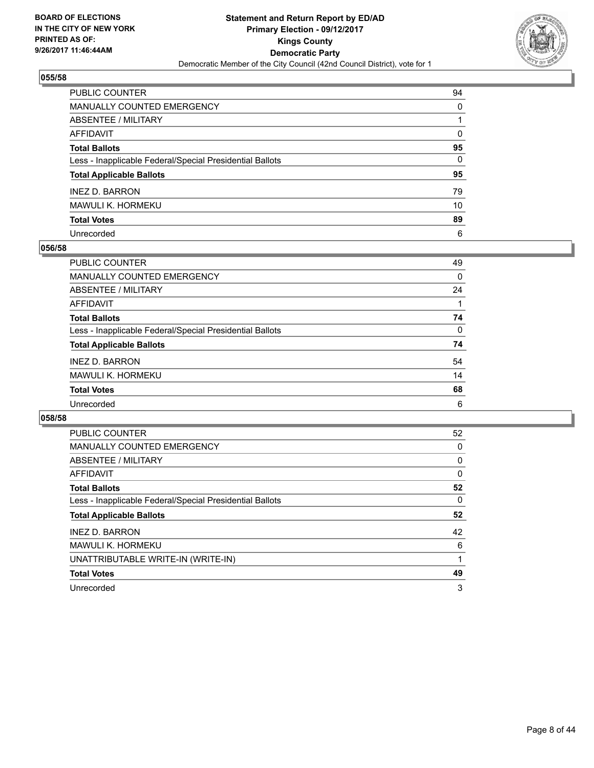**Statement and Return Report by ED/AD**
**Primary Election - 09/12/2017**
**Kings County**
**Democratic Party**
Democratic Member of the City Council (42nd Council District), vote for 1

BOARD OF ELECTIONS IN THE CITY OF NEW YORK PRINTED AS OF: 9/26/2017 11:46:44AM

### 055/58

| | |
|---|---|
| PUBLIC COUNTER | 94 |
| MANUALLY COUNTED EMERGENCY | 0 |
| ABSENTEE / MILITARY | 1 |
| AFFIDAVIT | 0 |
| **Total Ballots** | **95** |
| Less - Inapplicable Federal/Special Presidential Ballots | 0 |
| **Total Applicable Ballots** | **95** |
| INEZ D. BARRON | 79 |
| MAWULI K. HORMEKU | 10 |
| **Total Votes** | **89** |
| Unrecorded | 6 |

### 056/58

| | |
|---|---|
| PUBLIC COUNTER | 49 |
| MANUALLY COUNTED EMERGENCY | 0 |
| ABSENTEE / MILITARY | 24 |
| AFFIDAVIT | 1 |
| **Total Ballots** | **74** |
| Less - Inapplicable Federal/Special Presidential Ballots | 0 |
| **Total Applicable Ballots** | **74** |
| INEZ D. BARRON | 54 |
| MAWULI K. HORMEKU | 14 |
| **Total Votes** | **68** |
| Unrecorded | 6 |

### 058/58

| | |
|---|---|
| PUBLIC COUNTER | 52 |
| MANUALLY COUNTED EMERGENCY | 0 |
| ABSENTEE / MILITARY | 0 |
| AFFIDAVIT | 0 |
| **Total Ballots** | **52** |
| Less - Inapplicable Federal/Special Presidential Ballots | 0 |
| **Total Applicable Ballots** | **52** |
| INEZ D. BARRON | 42 |
| MAWULI K. HORMEKU | 6 |
| UNATTRIBUTABLE WRITE-IN (WRITE-IN) | 1 |
| **Total Votes** | **49** |
| Unrecorded | 3 |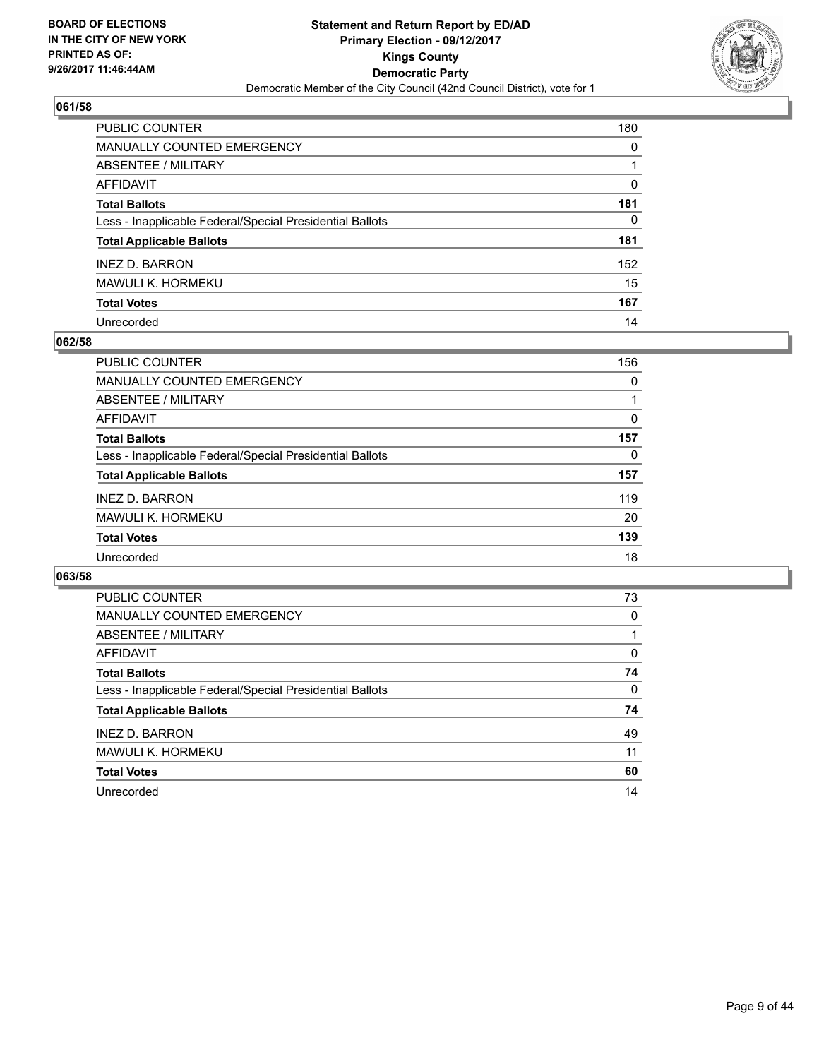**BOARD OF ELECTIONS IN THE CITY OF NEW YORK PRINTED AS OF: 9/26/2017 11:46:44AM**

**Statement and Return Report by ED/AD**
**Primary Election - 09/12/2017**
**Kings County**
**Democratic Party**
Democratic Member of the City Council (42nd Council District), vote for 1

## 061/58

| | |
|---|---|
| PUBLIC COUNTER | 180 |
| MANUALLY COUNTED EMERGENCY | 0 |
| ABSENTEE / MILITARY | 1 |
| AFFIDAVIT | 0 |
| **Total Ballots** | **181** |
| Less - Inapplicable Federal/Special Presidential Ballots | 0 |
| **Total Applicable Ballots** | **181** |
| INEZ D. BARRON | 152 |
| MAWULI K. HORMEKU | 15 |
| **Total Votes** | **167** |
| Unrecorded | 14 |

## 062/58

| | |
|---|---|
| PUBLIC COUNTER | 156 |
| MANUALLY COUNTED EMERGENCY | 0 |
| ABSENTEE / MILITARY | 1 |
| AFFIDAVIT | 0 |
| **Total Ballots** | **157** |
| Less - Inapplicable Federal/Special Presidential Ballots | 0 |
| **Total Applicable Ballots** | **157** |
| INEZ D. BARRON | 119 |
| MAWULI K. HORMEKU | 20 |
| **Total Votes** | **139** |
| Unrecorded | 18 |

## 063/58

| | |
|---|---|
| PUBLIC COUNTER | 73 |
| MANUALLY COUNTED EMERGENCY | 0 |
| ABSENTEE / MILITARY | 1 |
| AFFIDAVIT | 0 |
| **Total Ballots** | **74** |
| Less - Inapplicable Federal/Special Presidential Ballots | 0 |
| **Total Applicable Ballots** | **74** |
| INEZ D. BARRON | 49 |
| MAWULI K. HORMEKU | 11 |
| **Total Votes** | **60** |
| Unrecorded | 14 |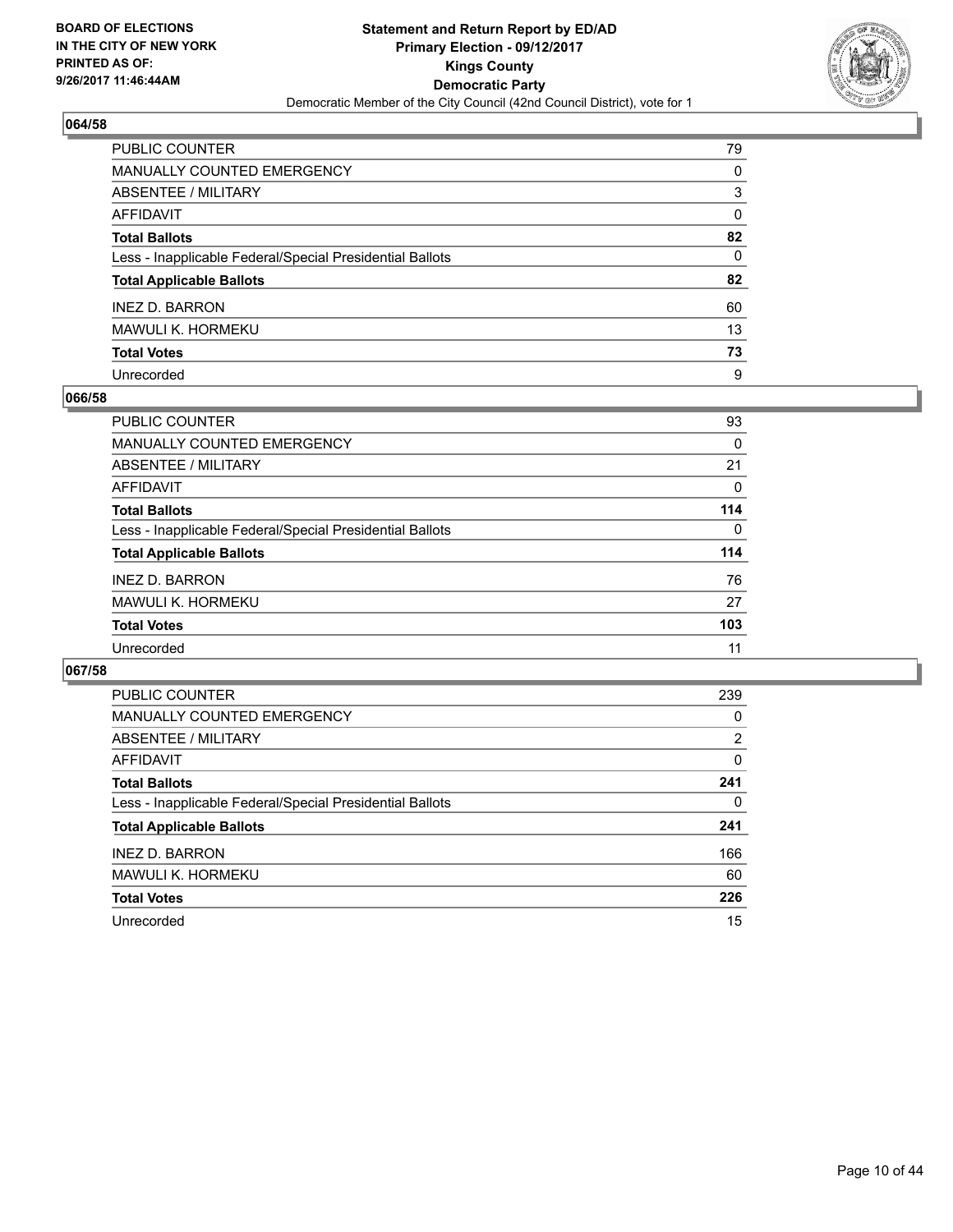**BOARD OF ELECTIONS IN THE CITY OF NEW YORK PRINTED AS OF: 9/26/2017 11:46:44AM**

**Statement and Return Report by ED/AD**
**Primary Election - 09/12/2017**
**Kings County**
**Democratic Party**
Democratic Member of the City Council (42nd Council District), vote for 1

## 064/58

| | |
|---|---|
| PUBLIC COUNTER | 79 |
| MANUALLY COUNTED EMERGENCY | 0 |
| ABSENTEE / MILITARY | 3 |
| AFFIDAVIT | 0 |
| **Total Ballots** | **82** |
| Less - Inapplicable Federal/Special Presidential Ballots | 0 |
| **Total Applicable Ballots** | **82** |
| INEZ D. BARRON | 60 |
| MAWULI K. HORMEKU | 13 |
| **Total Votes** | **73** |
| Unrecorded | 9 |

## 066/58

| | |
|---|---|
| PUBLIC COUNTER | 93 |
| MANUALLY COUNTED EMERGENCY | 0 |
| ABSENTEE / MILITARY | 21 |
| AFFIDAVIT | 0 |
| **Total Ballots** | **114** |
| Less - Inapplicable Federal/Special Presidential Ballots | 0 |
| **Total Applicable Ballots** | **114** |
| INEZ D. BARRON | 76 |
| MAWULI K. HORMEKU | 27 |
| **Total Votes** | **103** |
| Unrecorded | 11 |

## 067/58

| | |
|---|---|
| PUBLIC COUNTER | 239 |
| MANUALLY COUNTED EMERGENCY | 0 |
| ABSENTEE / MILITARY | 2 |
| AFFIDAVIT | 0 |
| **Total Ballots** | **241** |
| Less - Inapplicable Federal/Special Presidential Ballots | 0 |
| **Total Applicable Ballots** | **241** |
| INEZ D. BARRON | 166 |
| MAWULI K. HORMEKU | 60 |
| **Total Votes** | **226** |
| Unrecorded | 15 |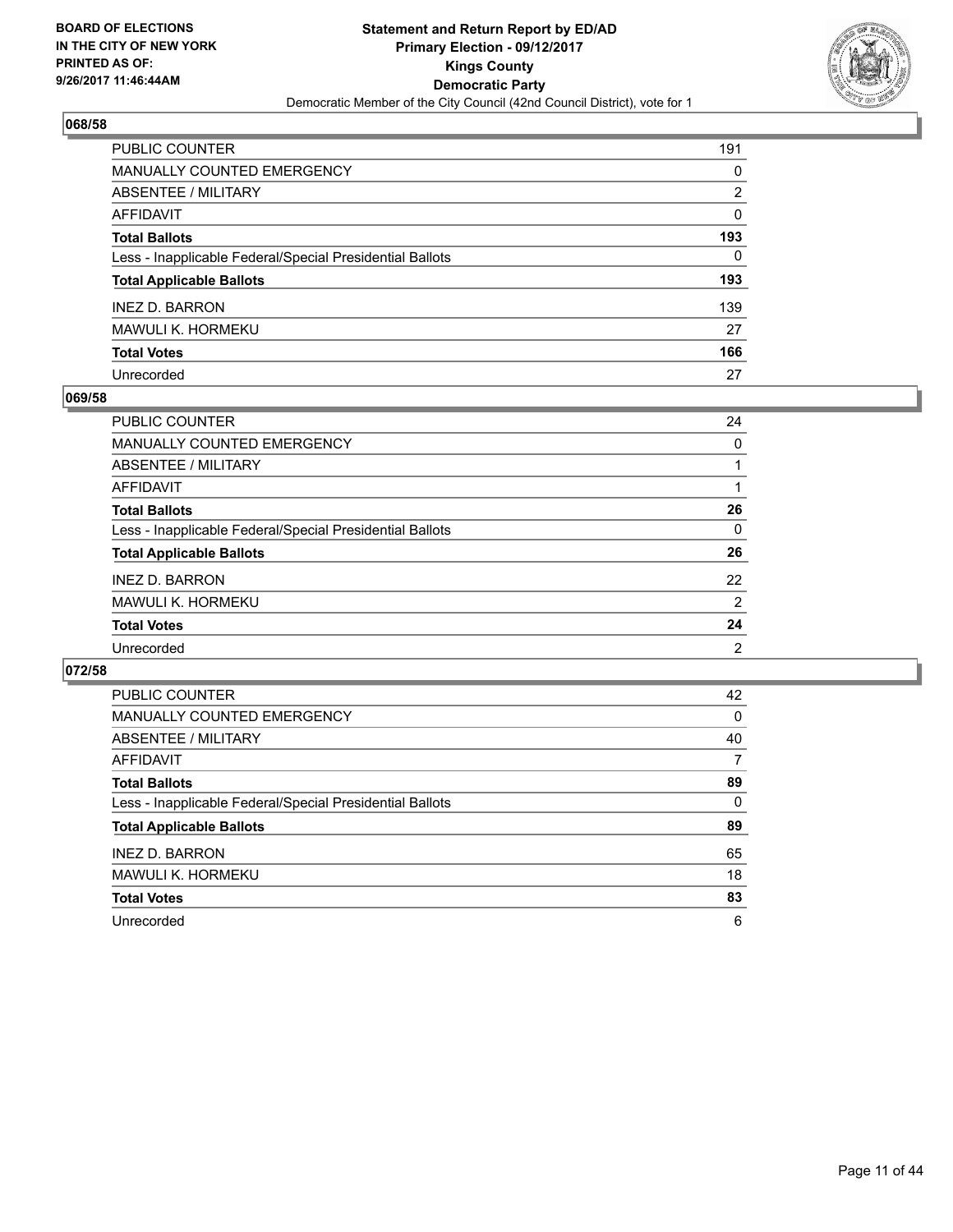**BOARD OF ELECTIONS IN THE CITY OF NEW YORK PRINTED AS OF: 9/26/2017 11:46:44AM**

# Statement and Return Report by ED/AD
## Primary Election - 09/12/2017
## Kings County
## Democratic Party
Democratic Member of the City Council (42nd Council District), vote for 1

### 068/58

| | |
|---|---|
| PUBLIC COUNTER | 191 |
| MANUALLY COUNTED EMERGENCY | 0 |
| ABSENTEE / MILITARY | 2 |
| AFFIDAVIT | 0 |
| **Total Ballots** | **193** |
| Less - Inapplicable Federal/Special Presidential Ballots | 0 |
| **Total Applicable Ballots** | **193** |
| INEZ D. BARRON | 139 |
| MAWULI K. HORMEKU | 27 |
| **Total Votes** | **166** |
| Unrecorded | 27 |

### 069/58

| | |
|---|---|
| PUBLIC COUNTER | 24 |
| MANUALLY COUNTED EMERGENCY | 0 |
| ABSENTEE / MILITARY | 1 |
| AFFIDAVIT | 1 |
| **Total Ballots** | **26** |
| Less - Inapplicable Federal/Special Presidential Ballots | 0 |
| **Total Applicable Ballots** | **26** |
| INEZ D. BARRON | 22 |
| MAWULI K. HORMEKU | 2 |
| **Total Votes** | **24** |
| Unrecorded | 2 |

### 072/58

| | |
|---|---|
| PUBLIC COUNTER | 42 |
| MANUALLY COUNTED EMERGENCY | 0 |
| ABSENTEE / MILITARY | 40 |
| AFFIDAVIT | 7 |
| **Total Ballots** | **89** |
| Less - Inapplicable Federal/Special Presidential Ballots | 0 |
| **Total Applicable Ballots** | **89** |
| INEZ D. BARRON | 65 |
| MAWULI K. HORMEKU | 18 |
| **Total Votes** | **83** |
| Unrecorded | 6 |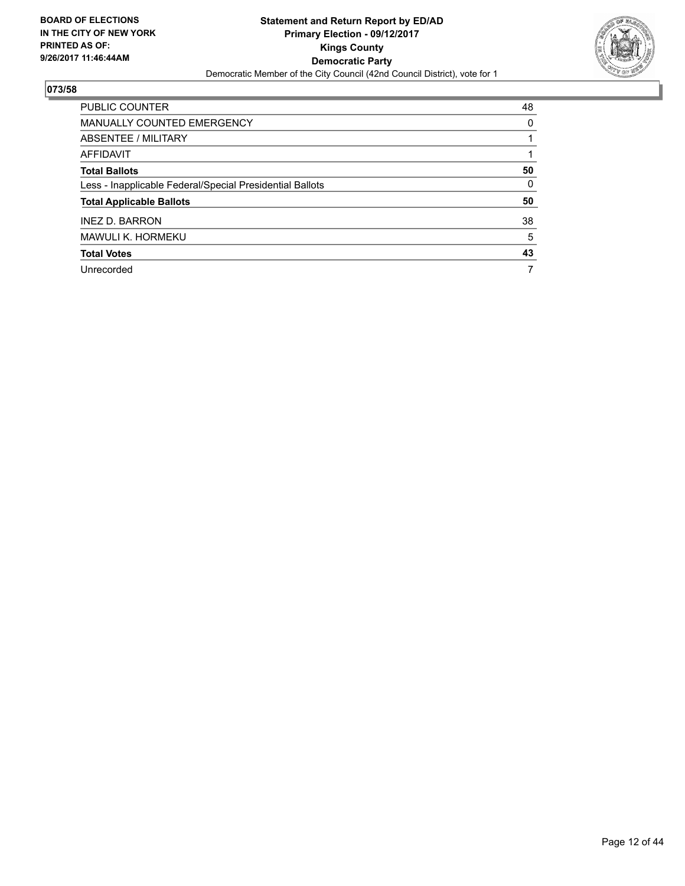BOARD OF ELECTIONS
IN THE CITY OF NEW YORK
PRINTED AS OF:
9/26/2017 11:46:44AM

**Statement and Return Report by ED/AD**
**Primary Election - 09/12/2017**
**Kings County**
**Democratic Party**
Democratic Member of the City Council (42nd Council District), vote for 1

## 073/58

| | |
|---|---|
| PUBLIC COUNTER | 48 |
| MANUALLY COUNTED EMERGENCY | 0 |
| ABSENTEE / MILITARY | 1 |
| AFFIDAVIT | 1 |
| **Total Ballots** | **50** |
| Less - Inapplicable Federal/Special Presidential Ballots | 0 |
| **Total Applicable Ballots** | **50** |
| INEZ D. BARRON | 38 |
| MAWULI K. HORMEKU | 5 |
| **Total Votes** | **43** |
| Unrecorded | 7 |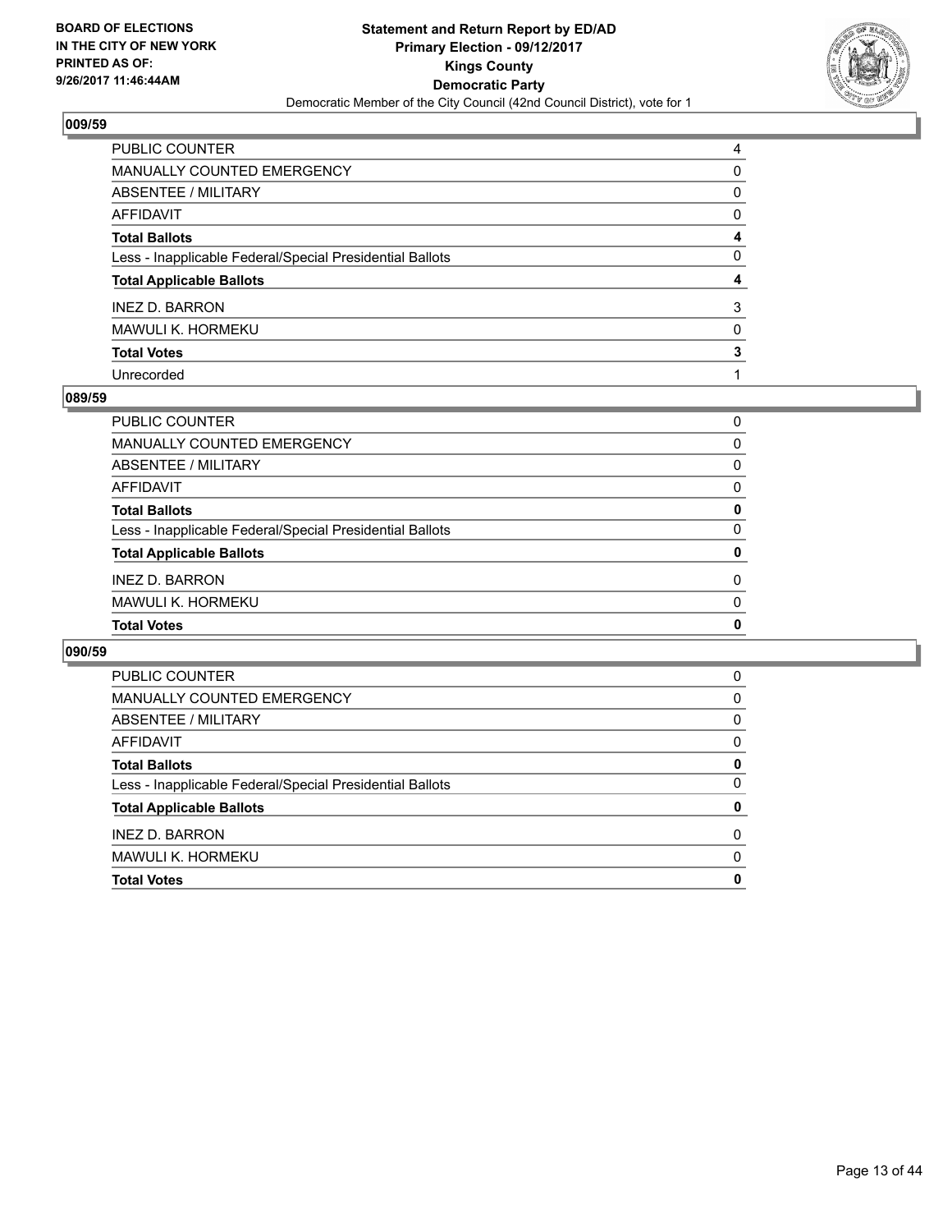## 009/59

| | |
|---|---|
| PUBLIC COUNTER | 4 |
| MANUALLY COUNTED EMERGENCY | 0 |
| ABSENTEE / MILITARY | 0 |
| AFFIDAVIT | 0 |
| **Total Ballots** | **4** |
| Less - Inapplicable Federal/Special Presidential Ballots | 0 |
| **Total Applicable Ballots** | **4** |
| INEZ D. BARRON | 3 |
| MAWULI K. HORMEKU | 0 |
| **Total Votes** | **3** |
| Unrecorded | 1 |

## 089/59

| | |
|---|---|
| PUBLIC COUNTER | 0 |
| MANUALLY COUNTED EMERGENCY | 0 |
| ABSENTEE / MILITARY | 0 |
| AFFIDAVIT | 0 |
| **Total Ballots** | **0** |
| Less - Inapplicable Federal/Special Presidential Ballots | 0 |
| **Total Applicable Ballots** | **0** |
| INEZ D. BARRON | 0 |
| MAWULI K. HORMEKU | 0 |
| **Total Votes** | **0** |

## 090/59

| | |
|---|---|
| PUBLIC COUNTER | 0 |
| MANUALLY COUNTED EMERGENCY | 0 |
| ABSENTEE / MILITARY | 0 |
| AFFIDAVIT | 0 |
| **Total Ballots** | **0** |
| Less - Inapplicable Federal/Special Presidential Ballots | 0 |
| **Total Applicable Ballots** | **0** |
| INEZ D. BARRON | 0 |
| MAWULI K. HORMEKU | 0 |
| **Total Votes** | **0** |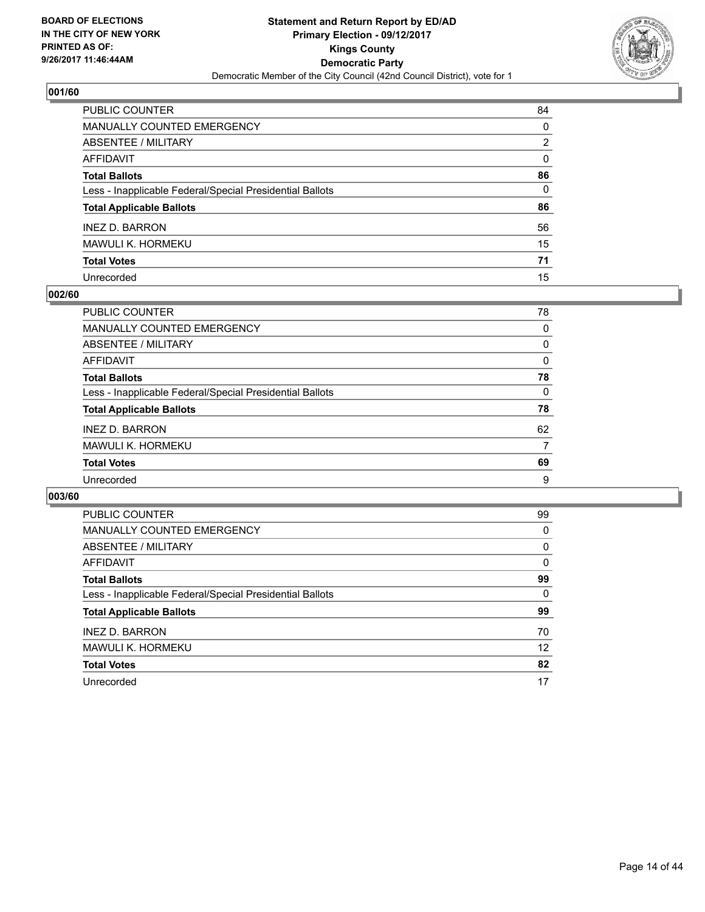**BOARD OF ELECTIONS IN THE CITY OF NEW YORK PRINTED AS OF: 9/26/2017 11:46:44AM**

**Statement and Return Report by ED/AD Primary Election - 09/12/2017 Kings County Democratic Party**

Democratic Member of the City Council (42nd Council District), vote for 1

## 001/60

| | |
|---|---|
| PUBLIC COUNTER | 84 |
| MANUALLY COUNTED EMERGENCY | 0 |
| ABSENTEE / MILITARY | 2 |
| AFFIDAVIT | 0 |
| **Total Ballots** | **86** |
| Less - Inapplicable Federal/Special Presidential Ballots | 0 |
| **Total Applicable Ballots** | **86** |
| INEZ D. BARRON | 56 |
| MAWULI K. HORMEKU | 15 |
| **Total Votes** | **71** |
| Unrecorded | 15 |

## 002/60

| | |
|---|---|
| PUBLIC COUNTER | 78 |
| MANUALLY COUNTED EMERGENCY | 0 |
| ABSENTEE / MILITARY | 0 |
| AFFIDAVIT | 0 |
| **Total Ballots** | **78** |
| Less - Inapplicable Federal/Special Presidential Ballots | 0 |
| **Total Applicable Ballots** | **78** |
| INEZ D. BARRON | 62 |
| MAWULI K. HORMEKU | 7 |
| **Total Votes** | **69** |
| Unrecorded | 9 |

## 003/60

| | |
|---|---|
| PUBLIC COUNTER | 99 |
| MANUALLY COUNTED EMERGENCY | 0 |
| ABSENTEE / MILITARY | 0 |
| AFFIDAVIT | 0 |
| **Total Ballots** | **99** |
| Less - Inapplicable Federal/Special Presidential Ballots | 0 |
| **Total Applicable Ballots** | **99** |
| INEZ D. BARRON | 70 |
| MAWULI K. HORMEKU | 12 |
| **Total Votes** | **82** |
| Unrecorded | 17 |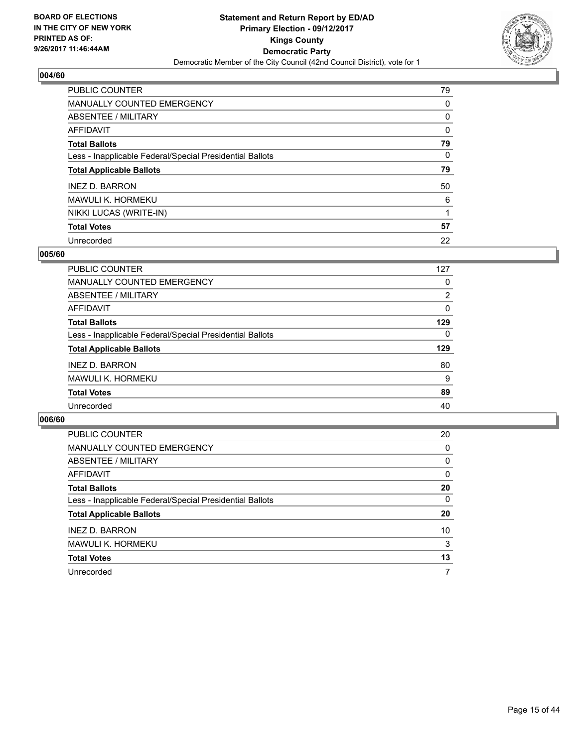BOARD OF ELECTIONS
IN THE CITY OF NEW YORK
PRINTED AS OF:
9/26/2017 11:46:44AM

**Statement and Return Report by ED/AD**
**Primary Election - 09/12/2017**
**Kings County**
**Democratic Party**
Democratic Member of the City Council (42nd Council District), vote for 1

### 004/60

| | |
|---|---|
| PUBLIC COUNTER | 79 |
| MANUALLY COUNTED EMERGENCY | 0 |
| ABSENTEE / MILITARY | 0 |
| AFFIDAVIT | 0 |
| **Total Ballots** | **79** |
| Less - Inapplicable Federal/Special Presidential Ballots | 0 |
| **Total Applicable Ballots** | **79** |
| INEZ D. BARRON | 50 |
| MAWULI K. HORMEKU | 6 |
| NIKKI LUCAS (WRITE-IN) | 1 |
| **Total Votes** | **57** |
| Unrecorded | 22 |

### 005/60

| | |
|---|---|
| PUBLIC COUNTER | 127 |
| MANUALLY COUNTED EMERGENCY | 0 |
| ABSENTEE / MILITARY | 2 |
| AFFIDAVIT | 0 |
| **Total Ballots** | **129** |
| Less - Inapplicable Federal/Special Presidential Ballots | 0 |
| **Total Applicable Ballots** | **129** |
| INEZ D. BARRON | 80 |
| MAWULI K. HORMEKU | 9 |
| **Total Votes** | **89** |
| Unrecorded | 40 |

### 006/60

| | |
|---|---|
| PUBLIC COUNTER | 20 |
| MANUALLY COUNTED EMERGENCY | 0 |
| ABSENTEE / MILITARY | 0 |
| AFFIDAVIT | 0 |
| **Total Ballots** | **20** |
| Less - Inapplicable Federal/Special Presidential Ballots | 0 |
| **Total Applicable Ballots** | **20** |
| INEZ D. BARRON | 10 |
| MAWULI K. HORMEKU | 3 |
| **Total Votes** | **13** |
| Unrecorded | 7 |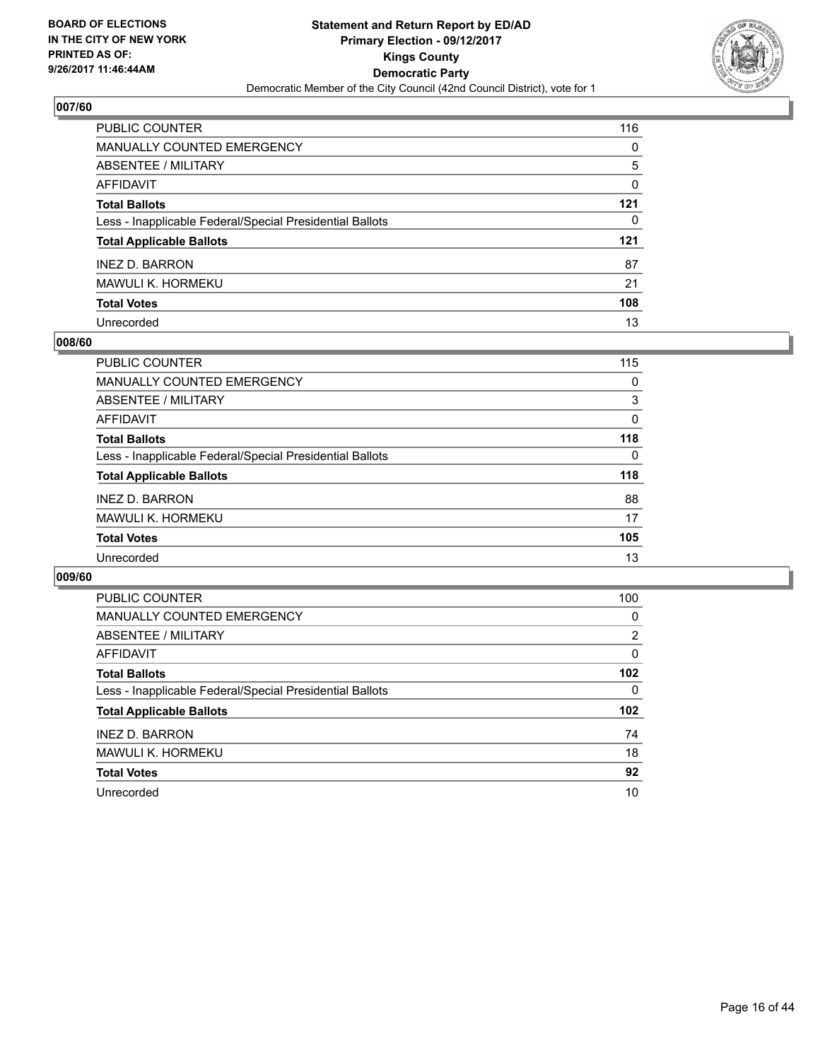**BOARD OF ELECTIONS IN THE CITY OF NEW YORK PRINTED AS OF: 9/26/2017 11:46:44AM**

**Statement and Return Report by ED/AD**
**Primary Election - 09/12/2017**
**Kings County**
**Democratic Party**
Democratic Member of the City Council (42nd Council District), vote for 1

### 007/60

| | |
|---|---|
| PUBLIC COUNTER | 116 |
| MANUALLY COUNTED EMERGENCY | 0 |
| ABSENTEE / MILITARY | 5 |
| AFFIDAVIT | 0 |
| **Total Ballots** | **121** |
| Less - Inapplicable Federal/Special Presidential Ballots | 0 |
| **Total Applicable Ballots** | **121** |
| INEZ D. BARRON | 87 |
| MAWULI K. HORMEKU | 21 |
| **Total Votes** | **108** |
| Unrecorded | 13 |

### 008/60

| | |
|---|---|
| PUBLIC COUNTER | 115 |
| MANUALLY COUNTED EMERGENCY | 0 |
| ABSENTEE / MILITARY | 3 |
| AFFIDAVIT | 0 |
| **Total Ballots** | **118** |
| Less - Inapplicable Federal/Special Presidential Ballots | 0 |
| **Total Applicable Ballots** | **118** |
| INEZ D. BARRON | 88 |
| MAWULI K. HORMEKU | 17 |
| **Total Votes** | **105** |
| Unrecorded | 13 |

### 009/60

| | |
|---|---|
| PUBLIC COUNTER | 100 |
| MANUALLY COUNTED EMERGENCY | 0 |
| ABSENTEE / MILITARY | 2 |
| AFFIDAVIT | 0 |
| **Total Ballots** | **102** |
| Less - Inapplicable Federal/Special Presidential Ballots | 0 |
| **Total Applicable Ballots** | **102** |
| INEZ D. BARRON | 74 |
| MAWULI K. HORMEKU | 18 |
| **Total Votes** | **92** |
| Unrecorded | 10 |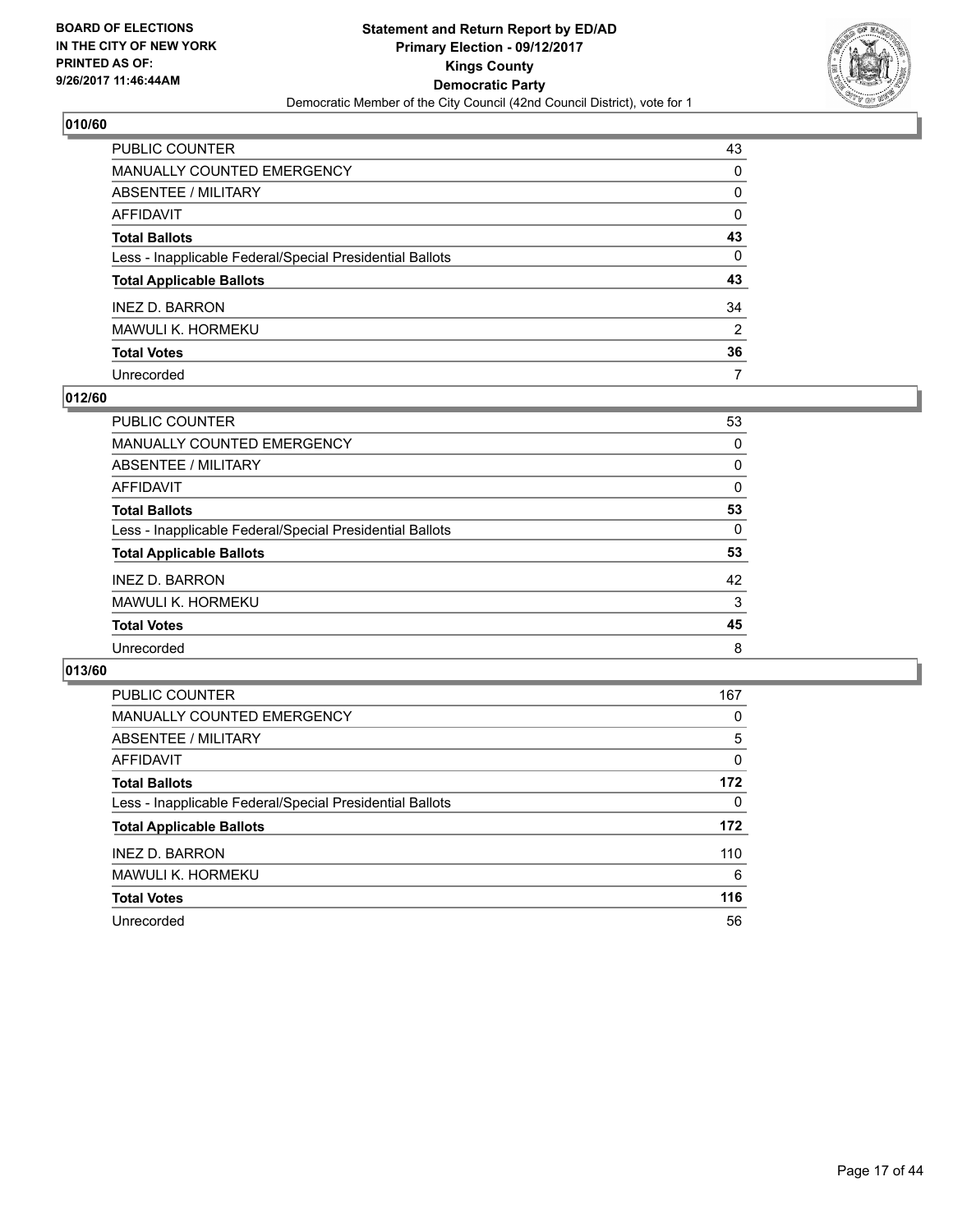BOARD OF ELECTIONS
IN THE CITY OF NEW YORK
PRINTED AS OF:
9/26/2017 11:46:44AM

**Statement and Return Report by ED/AD**
**Primary Election - 09/12/2017**
**Kings County**
**Democratic Party**
Democratic Member of the City Council (42nd Council District), vote for 1

## 010/60

| | |
|---|---|
| PUBLIC COUNTER | 43 |
| MANUALLY COUNTED EMERGENCY | 0 |
| ABSENTEE / MILITARY | 0 |
| AFFIDAVIT | 0 |
| **Total Ballots** | **43** |
| Less - Inapplicable Federal/Special Presidential Ballots | 0 |
| **Total Applicable Ballots** | **43** |
| INEZ D. BARRON | 34 |
| MAWULI K. HORMEKU | 2 |
| **Total Votes** | **36** |
| Unrecorded | 7 |

## 012/60

| | |
|---|---|
| PUBLIC COUNTER | 53 |
| MANUALLY COUNTED EMERGENCY | 0 |
| ABSENTEE / MILITARY | 0 |
| AFFIDAVIT | 0 |
| **Total Ballots** | **53** |
| Less - Inapplicable Federal/Special Presidential Ballots | 0 |
| **Total Applicable Ballots** | **53** |
| INEZ D. BARRON | 42 |
| MAWULI K. HORMEKU | 3 |
| **Total Votes** | **45** |
| Unrecorded | 8 |

## 013/60

| | |
|---|---|
| PUBLIC COUNTER | 167 |
| MANUALLY COUNTED EMERGENCY | 0 |
| ABSENTEE / MILITARY | 5 |
| AFFIDAVIT | 0 |
| **Total Ballots** | **172** |
| Less - Inapplicable Federal/Special Presidential Ballots | 0 |
| **Total Applicable Ballots** | **172** |
| INEZ D. BARRON | 110 |
| MAWULI K. HORMEKU | 6 |
| **Total Votes** | **116** |
| Unrecorded | 56 |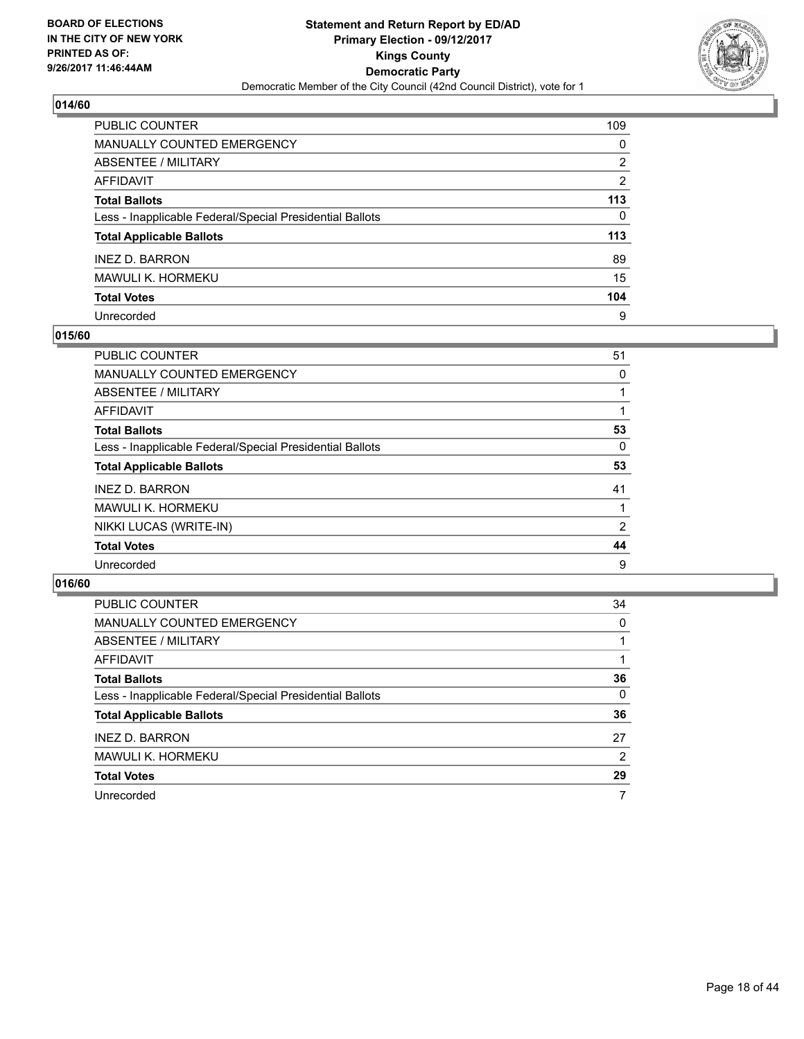BOARD OF ELECTIONS
IN THE CITY OF NEW YORK
PRINTED AS OF:
9/26/2017 11:46:44AM

**Statement and Return Report by ED/AD**
**Primary Election - 09/12/2017**
**Kings County**
**Democratic Party**
Democratic Member of the City Council (42nd Council District), vote for 1

### 014/60

| | |
|---|---|
| PUBLIC COUNTER | 109 |
| MANUALLY COUNTED EMERGENCY | 0 |
| ABSENTEE / MILITARY | 2 |
| AFFIDAVIT | 2 |
| **Total Ballots** | **113** |
| Less - Inapplicable Federal/Special Presidential Ballots | 0 |
| **Total Applicable Ballots** | **113** |
| INEZ D. BARRON | 89 |
| MAWULI K. HORMEKU | 15 |
| **Total Votes** | **104** |
| Unrecorded | 9 |

### 015/60

| | |
|---|---|
| PUBLIC COUNTER | 51 |
| MANUALLY COUNTED EMERGENCY | 0 |
| ABSENTEE / MILITARY | 1 |
| AFFIDAVIT | 1 |
| **Total Ballots** | **53** |
| Less - Inapplicable Federal/Special Presidential Ballots | 0 |
| **Total Applicable Ballots** | **53** |
| INEZ D. BARRON | 41 |
| MAWULI K. HORMEKU | 1 |
| NIKKI LUCAS (WRITE-IN) | 2 |
| **Total Votes** | **44** |
| Unrecorded | 9 |

### 016/60

| | |
|---|---|
| PUBLIC COUNTER | 34 |
| MANUALLY COUNTED EMERGENCY | 0 |
| ABSENTEE / MILITARY | 1 |
| AFFIDAVIT | 1 |
| **Total Ballots** | **36** |
| Less - Inapplicable Federal/Special Presidential Ballots | 0 |
| **Total Applicable Ballots** | **36** |
| INEZ D. BARRON | 27 |
| MAWULI K. HORMEKU | 2 |
| **Total Votes** | **29** |
| Unrecorded | 7 |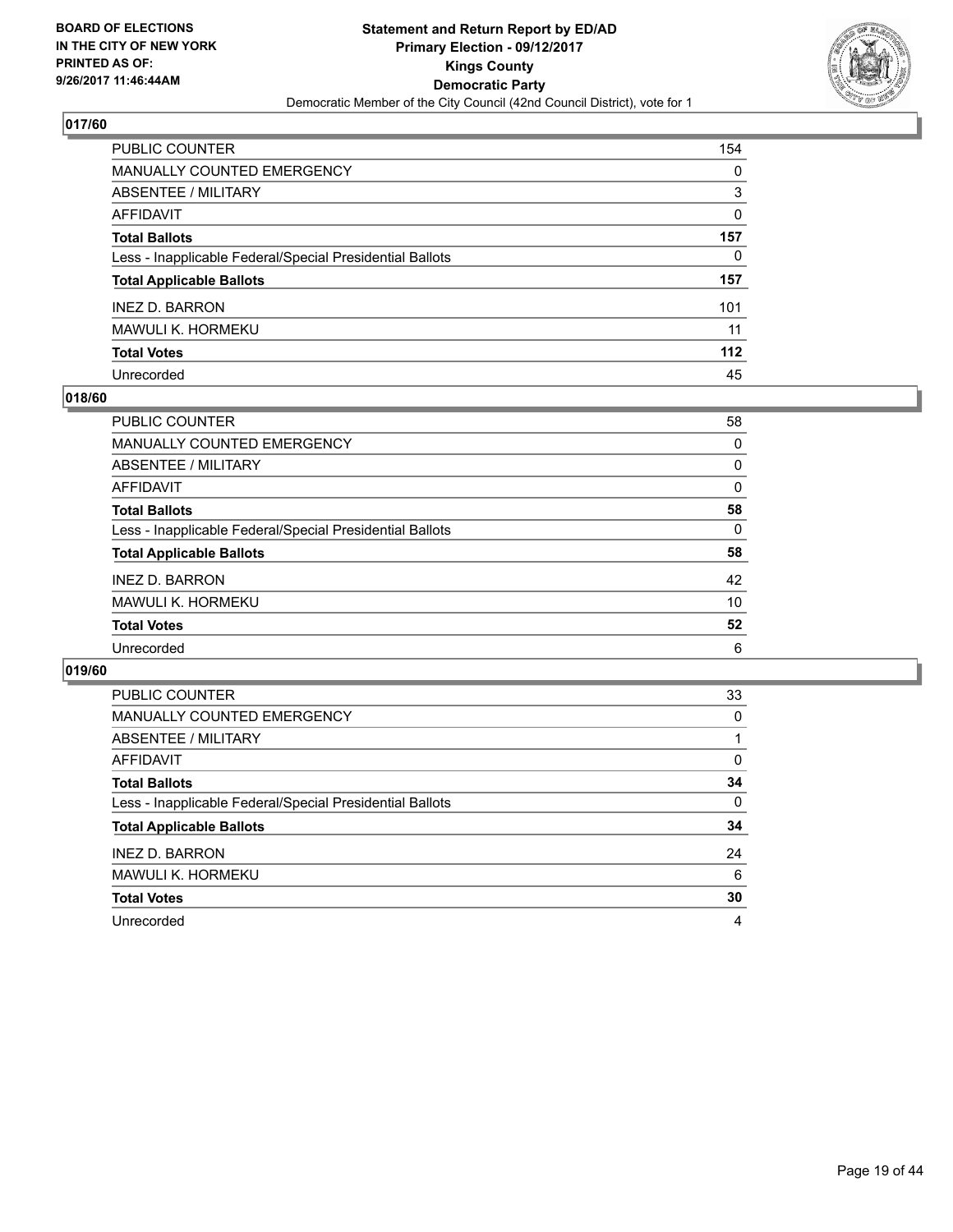BOARD OF ELECTIONS
IN THE CITY OF NEW YORK
PRINTED AS OF:
9/26/2017 11:46:44AM

**Statement and Return Report by ED/AD**
**Primary Election - 09/12/2017**
**Kings County**
**Democratic Party**
Democratic Member of the City Council (42nd Council District), vote for 1

### 017/60

| | |
|---|---|
| PUBLIC COUNTER | 154 |
| MANUALLY COUNTED EMERGENCY | 0 |
| ABSENTEE / MILITARY | 3 |
| AFFIDAVIT | 0 |
| **Total Ballots** | **157** |
| Less - Inapplicable Federal/Special Presidential Ballots | 0 |
| **Total Applicable Ballots** | **157** |
| INEZ D. BARRON | 101 |
| MAWULI K. HORMEKU | 11 |
| **Total Votes** | **112** |
| Unrecorded | 45 |

### 018/60

| | |
|---|---|
| PUBLIC COUNTER | 58 |
| MANUALLY COUNTED EMERGENCY | 0 |
| ABSENTEE / MILITARY | 0 |
| AFFIDAVIT | 0 |
| **Total Ballots** | **58** |
| Less - Inapplicable Federal/Special Presidential Ballots | 0 |
| **Total Applicable Ballots** | **58** |
| INEZ D. BARRON | 42 |
| MAWULI K. HORMEKU | 10 |
| **Total Votes** | **52** |
| Unrecorded | 6 |

### 019/60

| | |
|---|---|
| PUBLIC COUNTER | 33 |
| MANUALLY COUNTED EMERGENCY | 0 |
| ABSENTEE / MILITARY | 1 |
| AFFIDAVIT | 0 |
| **Total Ballots** | **34** |
| Less - Inapplicable Federal/Special Presidential Ballots | 0 |
| **Total Applicable Ballots** | **34** |
| INEZ D. BARRON | 24 |
| MAWULI K. HORMEKU | 6 |
| **Total Votes** | **30** |
| Unrecorded | 4 |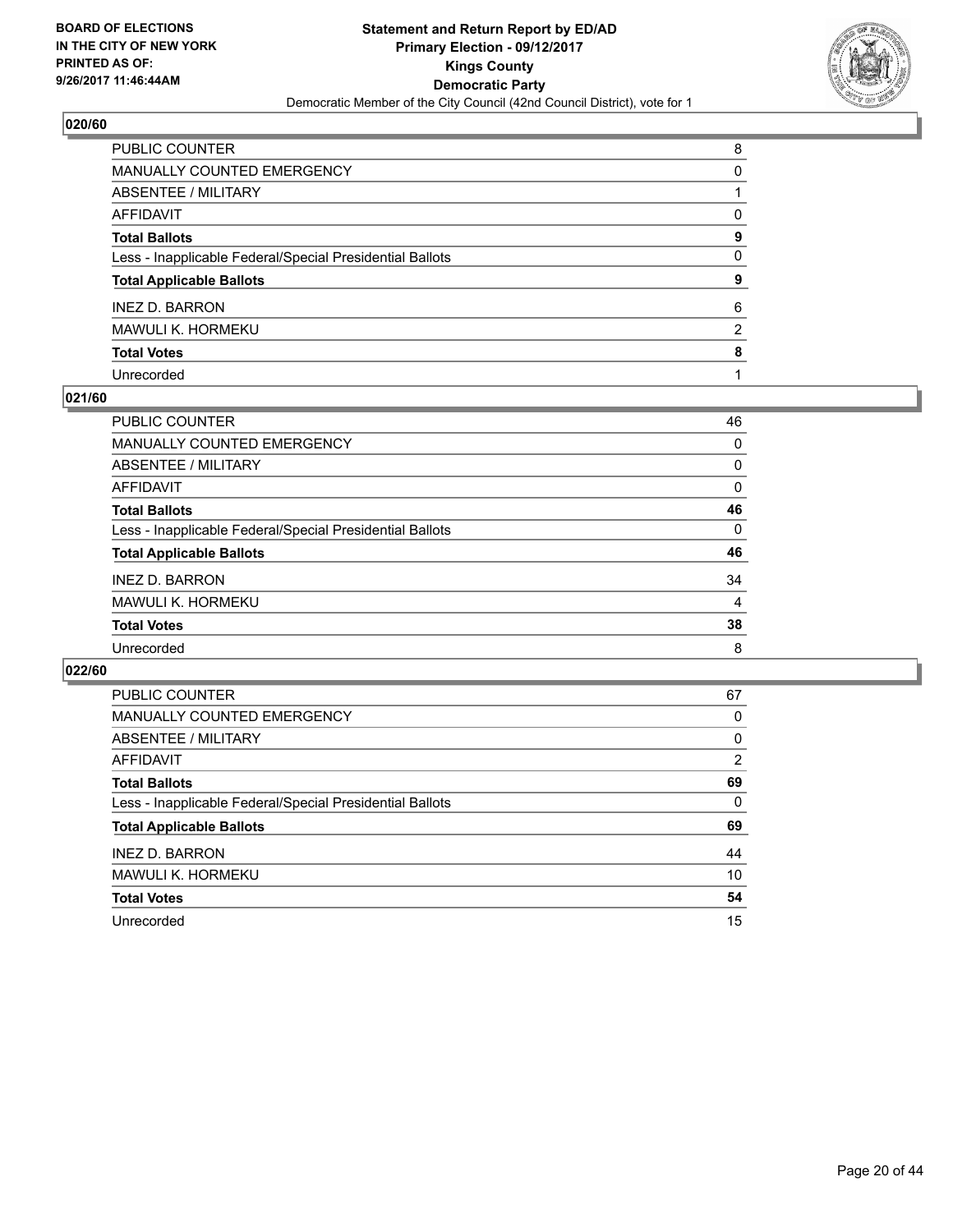**BOARD OF ELECTIONS IN THE CITY OF NEW YORK PRINTED AS OF: 9/26/2017 11:46:44AM**

**Statement and Return Report by ED/AD**
**Primary Election - 09/12/2017**
**Kings County**
**Democratic Party**
Democratic Member of the City Council (42nd Council District), vote for 1

### 020/60

| | |
|---|---|
| PUBLIC COUNTER | 8 |
| MANUALLY COUNTED EMERGENCY | 0 |
| ABSENTEE / MILITARY | 1 |
| AFFIDAVIT | 0 |
| **Total Ballots** | **9** |
| Less - Inapplicable Federal/Special Presidential Ballots | 0 |
| **Total Applicable Ballots** | **9** |
| INEZ D. BARRON | 6 |
| MAWULI K. HORMEKU | 2 |
| **Total Votes** | **8** |
| Unrecorded | 1 |

### 021/60

| | |
|---|---|
| PUBLIC COUNTER | 46 |
| MANUALLY COUNTED EMERGENCY | 0 |
| ABSENTEE / MILITARY | 0 |
| AFFIDAVIT | 0 |
| **Total Ballots** | **46** |
| Less - Inapplicable Federal/Special Presidential Ballots | 0 |
| **Total Applicable Ballots** | **46** |
| INEZ D. BARRON | 34 |
| MAWULI K. HORMEKU | 4 |
| **Total Votes** | **38** |
| Unrecorded | 8 |

### 022/60

| | |
|---|---|
| PUBLIC COUNTER | 67 |
| MANUALLY COUNTED EMERGENCY | 0 |
| ABSENTEE / MILITARY | 0 |
| AFFIDAVIT | 2 |
| **Total Ballots** | **69** |
| Less - Inapplicable Federal/Special Presidential Ballots | 0 |
| **Total Applicable Ballots** | **69** |
| INEZ D. BARRON | 44 |
| MAWULI K. HORMEKU | 10 |
| **Total Votes** | **54** |
| Unrecorded | 15 |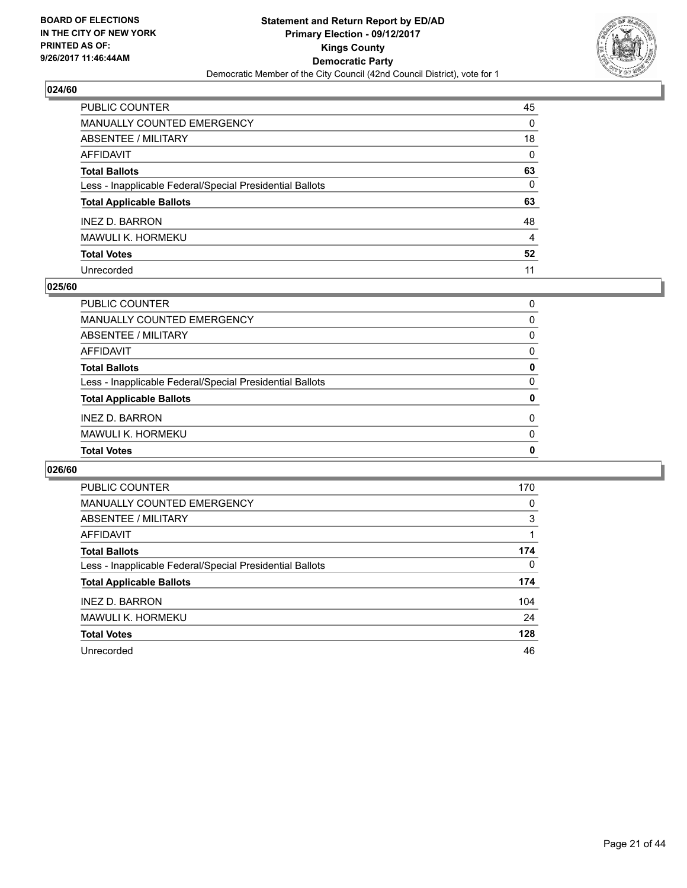**BOARD OF ELECTIONS IN THE CITY OF NEW YORK PRINTED AS OF: 9/26/2017 11:46:44AM**

# Statement and Return Report by ED/AD
## Primary Election - 09/12/2017
## Kings County
## Democratic Party
### Democratic Member of the City Council (42nd Council District), vote for 1

### 024/60

| | |
|---|---|
| PUBLIC COUNTER | 45 |
| MANUALLY COUNTED EMERGENCY | 0 |
| ABSENTEE / MILITARY | 18 |
| AFFIDAVIT | 0 |
| **Total Ballots** | **63** |
| Less - Inapplicable Federal/Special Presidential Ballots | 0 |
| **Total Applicable Ballots** | **63** |
| INEZ D. BARRON | 48 |
| MAWULI K. HORMEKU | 4 |
| **Total Votes** | **52** |
| Unrecorded | 11 |

### 025/60

| | |
|---|---|
| PUBLIC COUNTER | 0 |
| MANUALLY COUNTED EMERGENCY | 0 |
| ABSENTEE / MILITARY | 0 |
| AFFIDAVIT | 0 |
| **Total Ballots** | **0** |
| Less - Inapplicable Federal/Special Presidential Ballots | 0 |
| **Total Applicable Ballots** | **0** |
| INEZ D. BARRON | 0 |
| MAWULI K. HORMEKU | 0 |
| **Total Votes** | **0** |

### 026/60

| | |
|---|---|
| PUBLIC COUNTER | 170 |
| MANUALLY COUNTED EMERGENCY | 0 |
| ABSENTEE / MILITARY | 3 |
| AFFIDAVIT | 1 |
| **Total Ballots** | **174** |
| Less - Inapplicable Federal/Special Presidential Ballots | 0 |
| **Total Applicable Ballots** | **174** |
| INEZ D. BARRON | 104 |
| MAWULI K. HORMEKU | 24 |
| **Total Votes** | **128** |
| Unrecorded | 46 |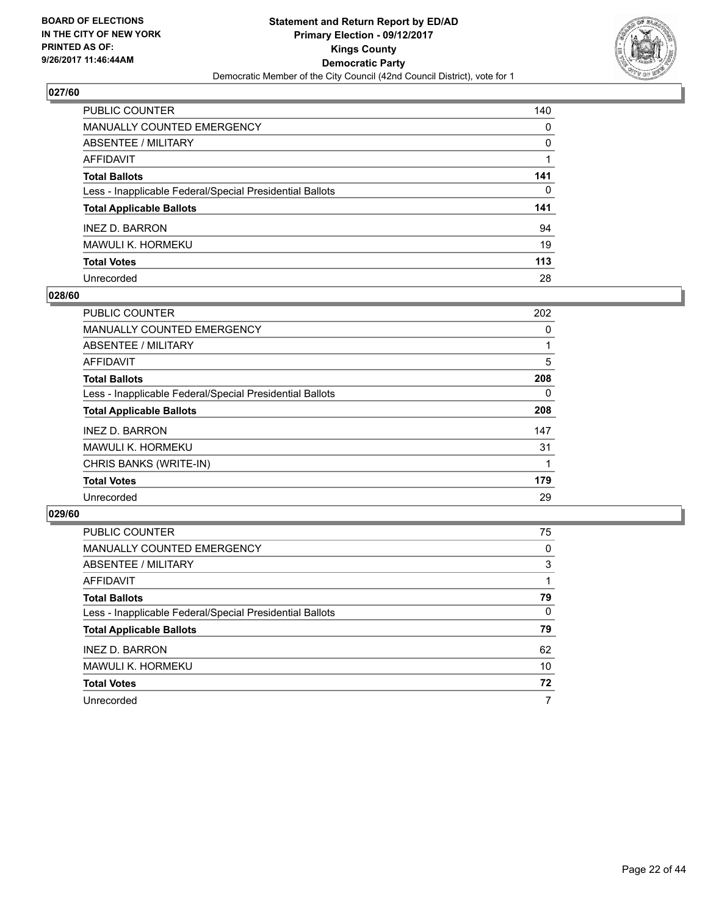BOARD OF ELECTIONS
IN THE CITY OF NEW YORK
PRINTED AS OF:
9/26/2017 11:46:44AM

**Statement and Return Report by ED/AD**
**Primary Election - 09/12/2017**
**Kings County**
**Democratic Party**
Democratic Member of the City Council (42nd Council District), vote for 1

## 027/60

| | |
|---|---|
| PUBLIC COUNTER | 140 |
| MANUALLY COUNTED EMERGENCY | 0 |
| ABSENTEE / MILITARY | 0 |
| AFFIDAVIT | 1 |
| **Total Ballots** | **141** |
| Less - Inapplicable Federal/Special Presidential Ballots | 0 |
| **Total Applicable Ballots** | **141** |
| INEZ D. BARRON | 94 |
| MAWULI K. HORMEKU | 19 |
| **Total Votes** | **113** |
| Unrecorded | 28 |

## 028/60

| | |
|---|---|
| PUBLIC COUNTER | 202 |
| MANUALLY COUNTED EMERGENCY | 0 |
| ABSENTEE / MILITARY | 1 |
| AFFIDAVIT | 5 |
| **Total Ballots** | **208** |
| Less - Inapplicable Federal/Special Presidential Ballots | 0 |
| **Total Applicable Ballots** | **208** |
| INEZ D. BARRON | 147 |
| MAWULI K. HORMEKU | 31 |
| CHRIS BANKS (WRITE-IN) | 1 |
| **Total Votes** | **179** |
| Unrecorded | 29 |

## 029/60

| | |
|---|---|
| PUBLIC COUNTER | 75 |
| MANUALLY COUNTED EMERGENCY | 0 |
| ABSENTEE / MILITARY | 3 |
| AFFIDAVIT | 1 |
| **Total Ballots** | **79** |
| Less - Inapplicable Federal/Special Presidential Ballots | 0 |
| **Total Applicable Ballots** | **79** |
| INEZ D. BARRON | 62 |
| MAWULI K. HORMEKU | 10 |
| **Total Votes** | **72** |
| Unrecorded | 7 |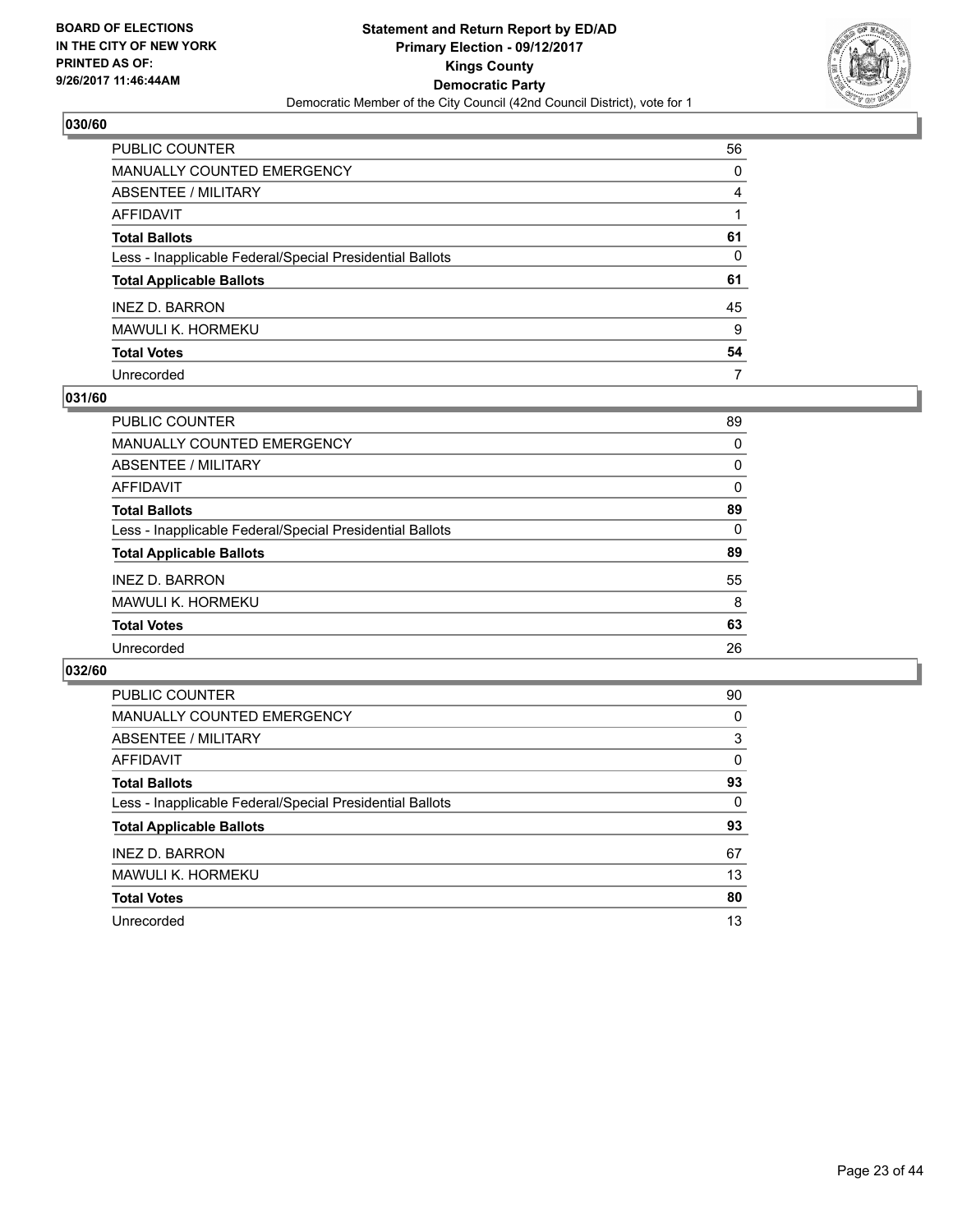BOARD OF ELECTIONS
IN THE CITY OF NEW YORK
PRINTED AS OF:
9/26/2017 11:46:44AM

**Statement and Return Report by ED/AD**
**Primary Election - 09/12/2017**
**Kings County**
**Democratic Party**
Democratic Member of the City Council (42nd Council District), vote for 1

## 030/60

| | |
|---|---|
| PUBLIC COUNTER | 56 |
| MANUALLY COUNTED EMERGENCY | 0 |
| ABSENTEE / MILITARY | 4 |
| AFFIDAVIT | 1 |
| **Total Ballots** | **61** |
| Less - Inapplicable Federal/Special Presidential Ballots | 0 |
| **Total Applicable Ballots** | **61** |
| INEZ D. BARRON | 45 |
| MAWULI K. HORMEKU | 9 |
| **Total Votes** | **54** |
| Unrecorded | 7 |

## 031/60

| | |
|---|---|
| PUBLIC COUNTER | 89 |
| MANUALLY COUNTED EMERGENCY | 0 |
| ABSENTEE / MILITARY | 0 |
| AFFIDAVIT | 0 |
| **Total Ballots** | **89** |
| Less - Inapplicable Federal/Special Presidential Ballots | 0 |
| **Total Applicable Ballots** | **89** |
| INEZ D. BARRON | 55 |
| MAWULI K. HORMEKU | 8 |
| **Total Votes** | **63** |
| Unrecorded | 26 |

## 032/60

| | |
|---|---|
| PUBLIC COUNTER | 90 |
| MANUALLY COUNTED EMERGENCY | 0 |
| ABSENTEE / MILITARY | 3 |
| AFFIDAVIT | 0 |
| **Total Ballots** | **93** |
| Less - Inapplicable Federal/Special Presidential Ballots | 0 |
| **Total Applicable Ballots** | **93** |
| INEZ D. BARRON | 67 |
| MAWULI K. HORMEKU | 13 |
| **Total Votes** | **80** |
| Unrecorded | 13 |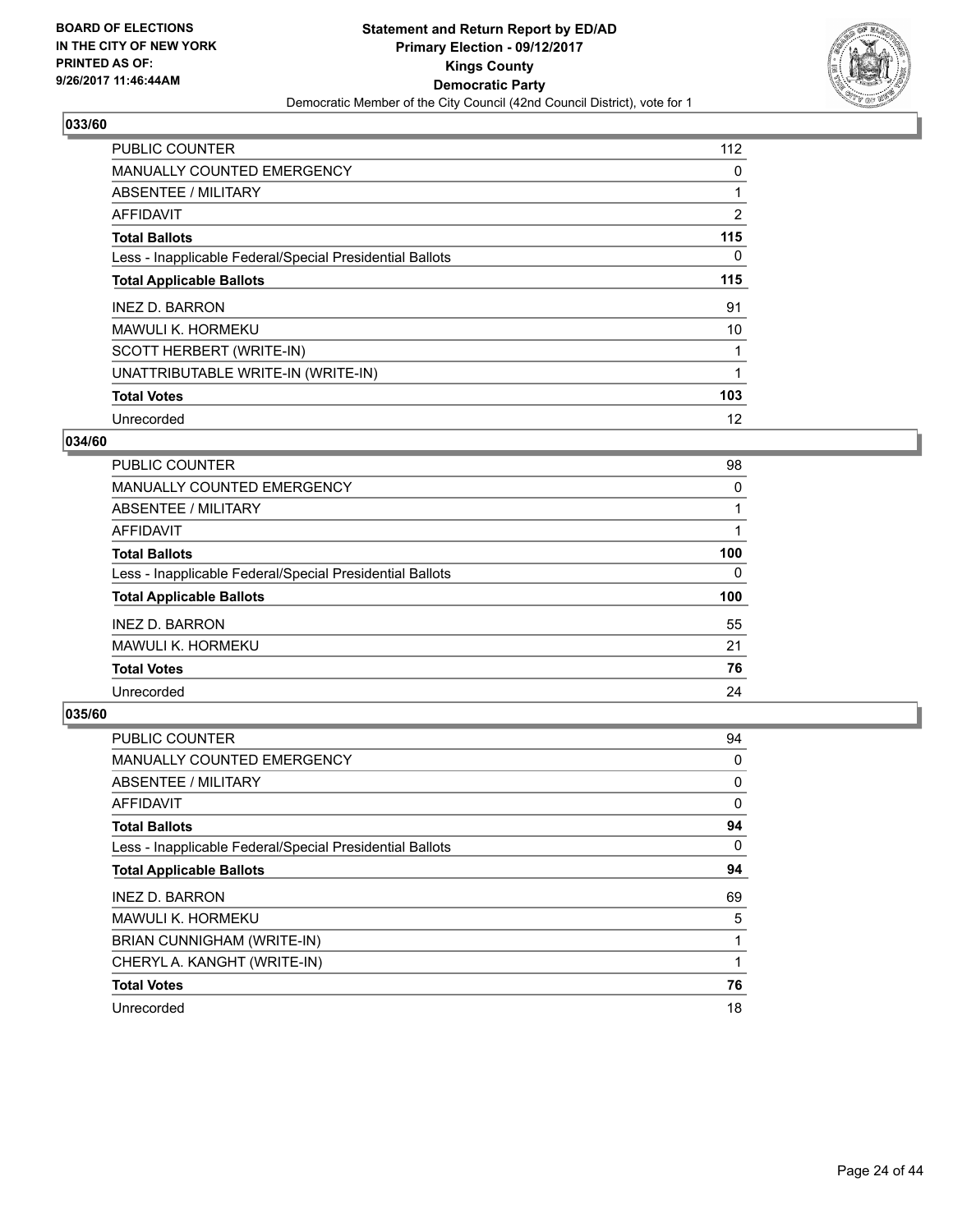**BOARD OF ELECTIONS IN THE CITY OF NEW YORK PRINTED AS OF: 9/26/2017 11:46:44AM**

# Statement and Return Report by ED/AD
## Primary Election - 09/12/2017
## Kings County
## Democratic Party
### Democratic Member of the City Council (42nd Council District), vote for 1

### 033/60

| | |
|---|---|
| PUBLIC COUNTER | 112 |
| MANUALLY COUNTED EMERGENCY | 0 |
| ABSENTEE / MILITARY | 1 |
| AFFIDAVIT | 2 |
| **Total Ballots** | **115** |
| Less - Inapplicable Federal/Special Presidential Ballots | 0 |
| **Total Applicable Ballots** | **115** |
| INEZ D. BARRON | 91 |
| MAWULI K. HORMEKU | 10 |
| SCOTT HERBERT (WRITE-IN) | 1 |
| UNATTRIBUTABLE WRITE-IN (WRITE-IN) | 1 |
| **Total Votes** | **103** |
| Unrecorded | 12 |

### 034/60

| | |
|---|---|
| PUBLIC COUNTER | 98 |
| MANUALLY COUNTED EMERGENCY | 0 |
| ABSENTEE / MILITARY | 1 |
| AFFIDAVIT | 1 |
| **Total Ballots** | **100** |
| Less - Inapplicable Federal/Special Presidential Ballots | 0 |
| **Total Applicable Ballots** | **100** |
| INEZ D. BARRON | 55 |
| MAWULI K. HORMEKU | 21 |
| **Total Votes** | **76** |
| Unrecorded | 24 |

### 035/60

| | |
|---|---|
| PUBLIC COUNTER | 94 |
| MANUALLY COUNTED EMERGENCY | 0 |
| ABSENTEE / MILITARY | 0 |
| AFFIDAVIT | 0 |
| **Total Ballots** | **94** |
| Less - Inapplicable Federal/Special Presidential Ballots | 0 |
| **Total Applicable Ballots** | **94** |
| INEZ D. BARRON | 69 |
| MAWULI K. HORMEKU | 5 |
| BRIAN CUNNIGHAM (WRITE-IN) | 1 |
| CHERYL A. KANGHT (WRITE-IN) | 1 |
| **Total Votes** | **76** |
| Unrecorded | 18 |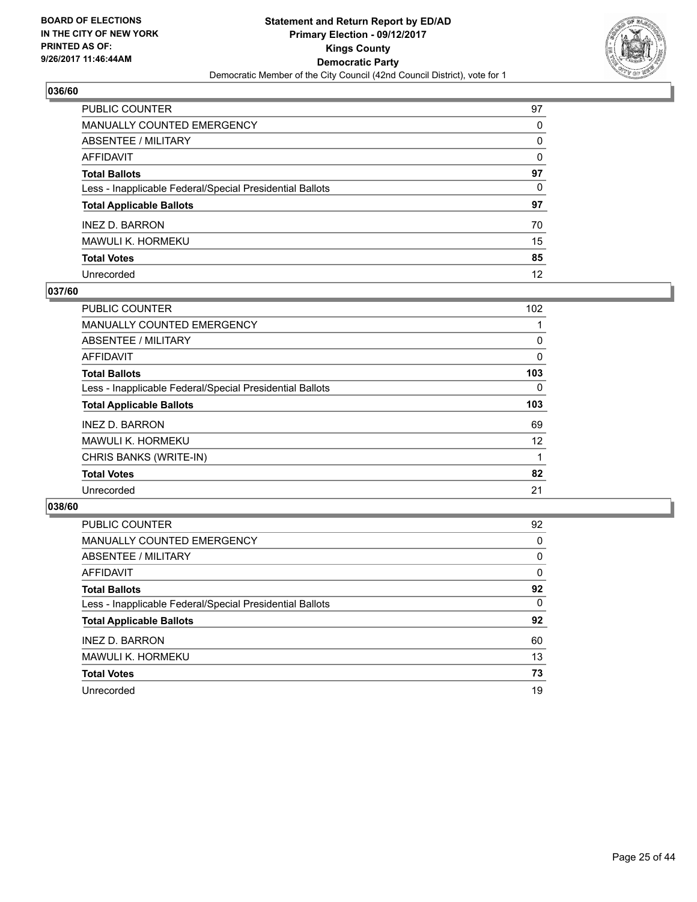**BOARD OF ELECTIONS IN THE CITY OF NEW YORK PRINTED AS OF: 9/26/2017 11:46:44AM**

**Statement and Return Report by ED/AD Primary Election - 09/12/2017 Kings County Democratic Party**

Democratic Member of the City Council (42nd Council District), vote for 1

## 036/60

| | |
|---|---|
| PUBLIC COUNTER | 97 |
| MANUALLY COUNTED EMERGENCY | 0 |
| ABSENTEE / MILITARY | 0 |
| AFFIDAVIT | 0 |
| **Total Ballots** | **97** |
| Less - Inapplicable Federal/Special Presidential Ballots | 0 |
| **Total Applicable Ballots** | **97** |
| INEZ D. BARRON | 70 |
| MAWULI K. HORMEKU | 15 |
| **Total Votes** | **85** |
| Unrecorded | 12 |

## 037/60

| | |
|---|---|
| PUBLIC COUNTER | 102 |
| MANUALLY COUNTED EMERGENCY | 1 |
| ABSENTEE / MILITARY | 0 |
| AFFIDAVIT | 0 |
| **Total Ballots** | **103** |
| Less - Inapplicable Federal/Special Presidential Ballots | 0 |
| **Total Applicable Ballots** | **103** |
| INEZ D. BARRON | 69 |
| MAWULI K. HORMEKU | 12 |
| CHRIS BANKS (WRITE-IN) | 1 |
| **Total Votes** | **82** |
| Unrecorded | 21 |

## 038/60

| | |
|---|---|
| PUBLIC COUNTER | 92 |
| MANUALLY COUNTED EMERGENCY | 0 |
| ABSENTEE / MILITARY | 0 |
| AFFIDAVIT | 0 |
| **Total Ballots** | **92** |
| Less - Inapplicable Federal/Special Presidential Ballots | 0 |
| **Total Applicable Ballots** | **92** |
| INEZ D. BARRON | 60 |
| MAWULI K. HORMEKU | 13 |
| **Total Votes** | **73** |
| Unrecorded | 19 |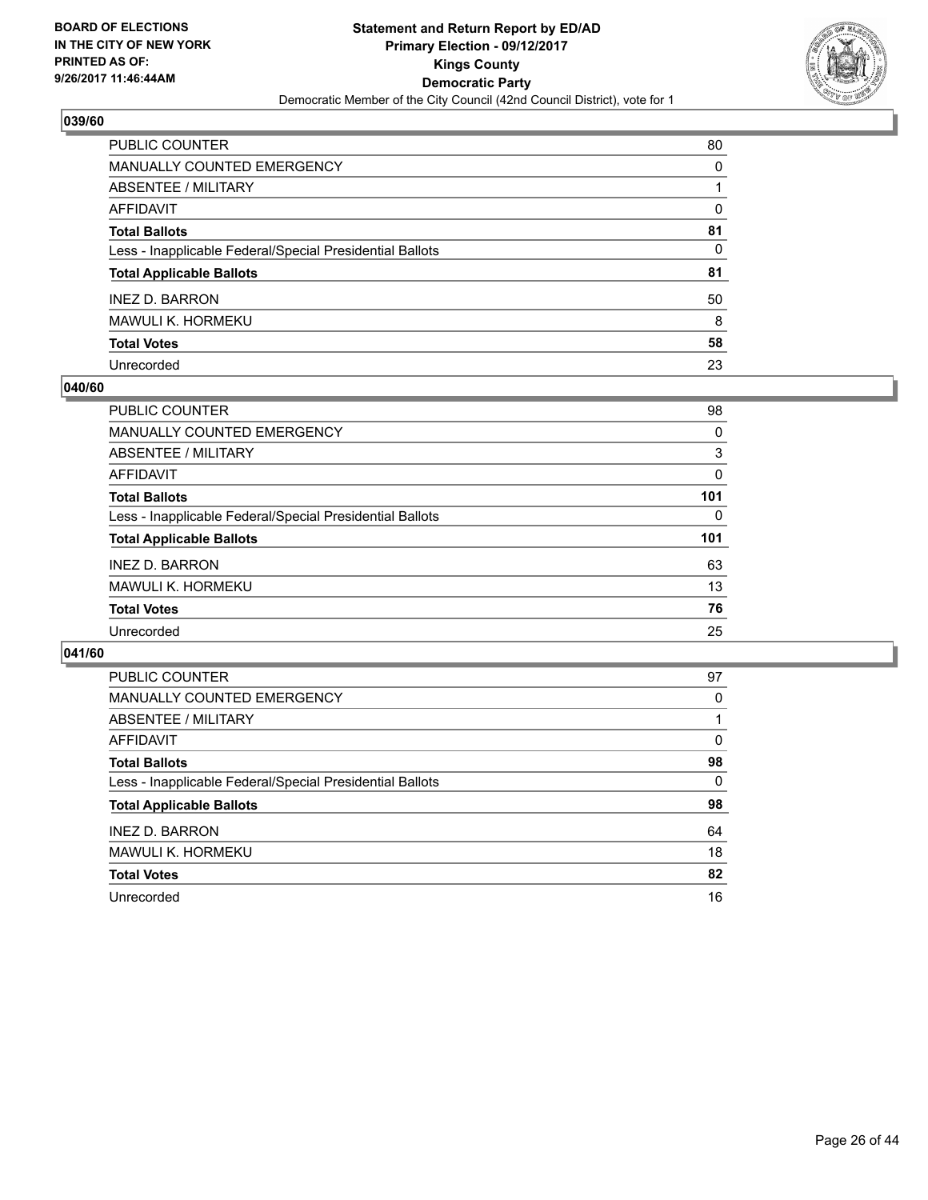**BOARD OF ELECTIONS IN THE CITY OF NEW YORK PRINTED AS OF: 9/26/2017 11:46:44AM**

**Statement and Return Report by ED/AD**
**Primary Election - 09/12/2017**
**Kings County**
**Democratic Party**
Democratic Member of the City Council (42nd Council District), vote for 1

## 039/60

| | |
|---|---|
| PUBLIC COUNTER | 80 |
| MANUALLY COUNTED EMERGENCY | 0 |
| ABSENTEE / MILITARY | 1 |
| AFFIDAVIT | 0 |
| **Total Ballots** | **81** |
| Less - Inapplicable Federal/Special Presidential Ballots | 0 |
| **Total Applicable Ballots** | **81** |
| INEZ D. BARRON | 50 |
| MAWULI K. HORMEKU | 8 |
| **Total Votes** | **58** |
| Unrecorded | 23 |

## 040/60

| | |
|---|---|
| PUBLIC COUNTER | 98 |
| MANUALLY COUNTED EMERGENCY | 0 |
| ABSENTEE / MILITARY | 3 |
| AFFIDAVIT | 0 |
| **Total Ballots** | **101** |
| Less - Inapplicable Federal/Special Presidential Ballots | 0 |
| **Total Applicable Ballots** | **101** |
| INEZ D. BARRON | 63 |
| MAWULI K. HORMEKU | 13 |
| **Total Votes** | **76** |
| Unrecorded | 25 |

## 041/60

| | |
|---|---|
| PUBLIC COUNTER | 97 |
| MANUALLY COUNTED EMERGENCY | 0 |
| ABSENTEE / MILITARY | 1 |
| AFFIDAVIT | 0 |
| **Total Ballots** | **98** |
| Less - Inapplicable Federal/Special Presidential Ballots | 0 |
| **Total Applicable Ballots** | **98** |
| INEZ D. BARRON | 64 |
| MAWULI K. HORMEKU | 18 |
| **Total Votes** | **82** |
| Unrecorded | 16 |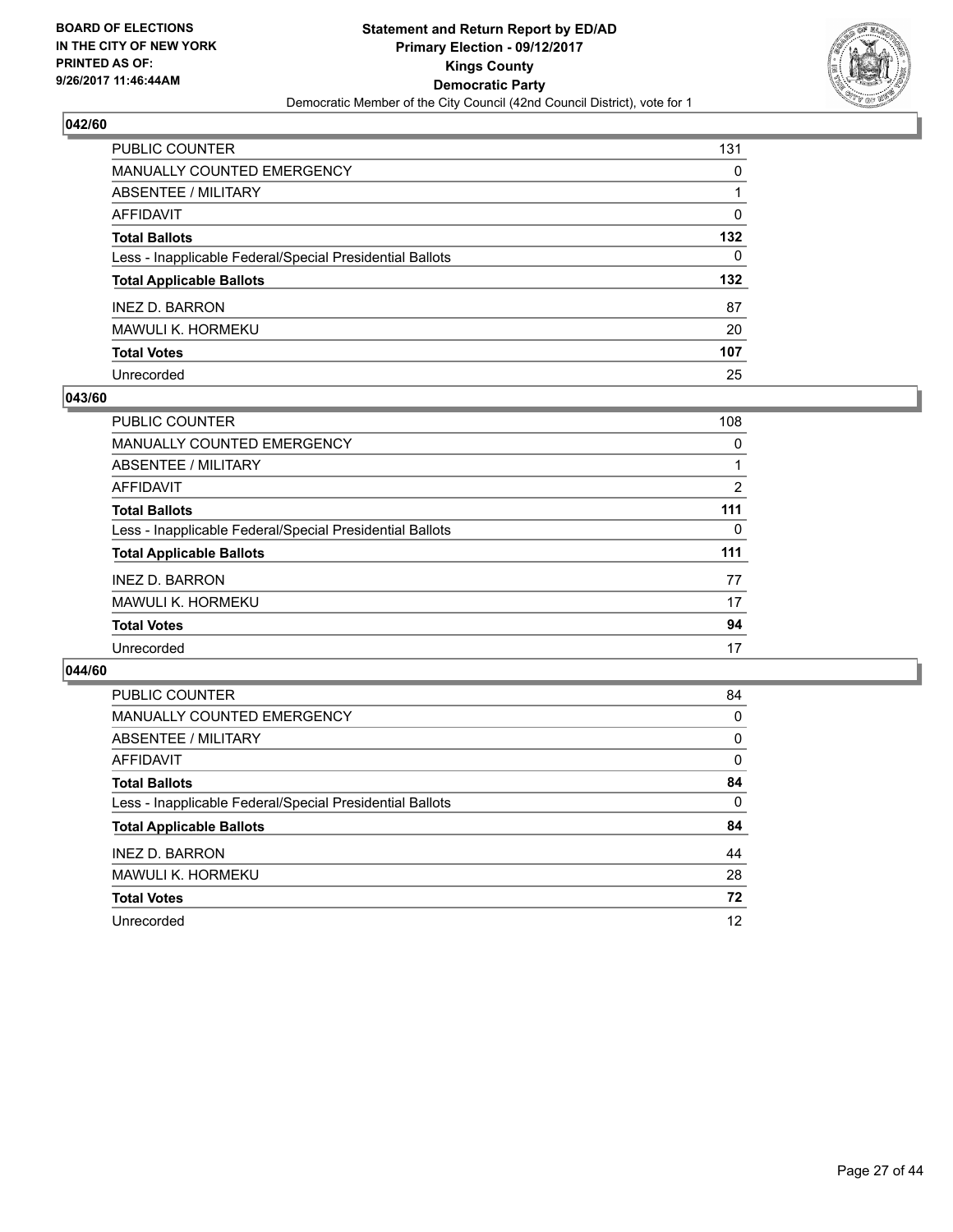**BOARD OF ELECTIONS IN THE CITY OF NEW YORK PRINTED AS OF: 9/26/2017 11:46:44AM**

**Statement and Return Report by ED/AD Primary Election - 09/12/2017 Kings County Democratic Party**

Democratic Member of the City Council (42nd Council District), vote for 1

### 042/60

| | |
|---|---|
| PUBLIC COUNTER | 131 |
| MANUALLY COUNTED EMERGENCY | 0 |
| ABSENTEE / MILITARY | 1 |
| AFFIDAVIT | 0 |
| **Total Ballots** | **132** |
| Less - Inapplicable Federal/Special Presidential Ballots | 0 |
| **Total Applicable Ballots** | **132** |
| INEZ D. BARRON | 87 |
| MAWULI K. HORMEKU | 20 |
| **Total Votes** | **107** |
| Unrecorded | 25 |

### 043/60

| | |
|---|---|
| PUBLIC COUNTER | 108 |
| MANUALLY COUNTED EMERGENCY | 0 |
| ABSENTEE / MILITARY | 1 |
| AFFIDAVIT | 2 |
| **Total Ballots** | **111** |
| Less - Inapplicable Federal/Special Presidential Ballots | 0 |
| **Total Applicable Ballots** | **111** |
| INEZ D. BARRON | 77 |
| MAWULI K. HORMEKU | 17 |
| **Total Votes** | **94** |
| Unrecorded | 17 |

### 044/60

| | |
|---|---|
| PUBLIC COUNTER | 84 |
| MANUALLY COUNTED EMERGENCY | 0 |
| ABSENTEE / MILITARY | 0 |
| AFFIDAVIT | 0 |
| **Total Ballots** | **84** |
| Less - Inapplicable Federal/Special Presidential Ballots | 0 |
| **Total Applicable Ballots** | **84** |
| INEZ D. BARRON | 44 |
| MAWULI K. HORMEKU | 28 |
| **Total Votes** | **72** |
| Unrecorded | 12 |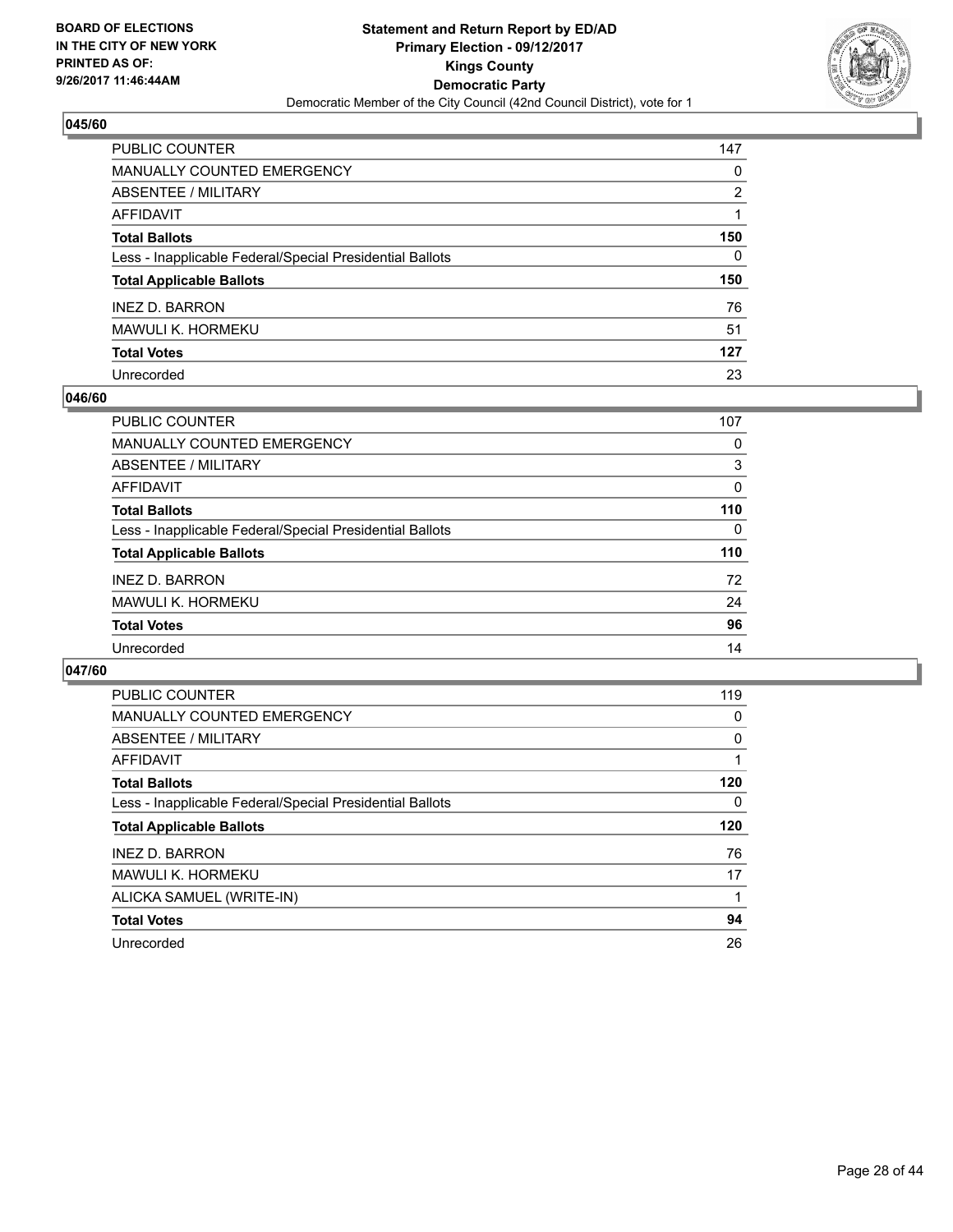BOARD OF ELECTIONS
IN THE CITY OF NEW YORK
PRINTED AS OF:
9/26/2017 11:46:44AM

**Statement and Return Report by ED/AD**
**Primary Election - 09/12/2017**
**Kings County**
**Democratic Party**
Democratic Member of the City Council (42nd Council District), vote for 1

### 045/60

| | |
|---|---|
| PUBLIC COUNTER | 147 |
| MANUALLY COUNTED EMERGENCY | 0 |
| ABSENTEE / MILITARY | 2 |
| AFFIDAVIT | 1 |
| **Total Ballots** | **150** |
| Less - Inapplicable Federal/Special Presidential Ballots | 0 |
| **Total Applicable Ballots** | **150** |
| INEZ D. BARRON | 76 |
| MAWULI K. HORMEKU | 51 |
| **Total Votes** | **127** |
| Unrecorded | 23 |

### 046/60

| | |
|---|---|
| PUBLIC COUNTER | 107 |
| MANUALLY COUNTED EMERGENCY | 0 |
| ABSENTEE / MILITARY | 3 |
| AFFIDAVIT | 0 |
| **Total Ballots** | **110** |
| Less - Inapplicable Federal/Special Presidential Ballots | 0 |
| **Total Applicable Ballots** | **110** |
| INEZ D. BARRON | 72 |
| MAWULI K. HORMEKU | 24 |
| **Total Votes** | **96** |
| Unrecorded | 14 |

### 047/60

| | |
|---|---|
| PUBLIC COUNTER | 119 |
| MANUALLY COUNTED EMERGENCY | 0 |
| ABSENTEE / MILITARY | 0 |
| AFFIDAVIT | 1 |
| **Total Ballots** | **120** |
| Less - Inapplicable Federal/Special Presidential Ballots | 0 |
| **Total Applicable Ballots** | **120** |
| INEZ D. BARRON | 76 |
| MAWULI K. HORMEKU | 17 |
| ALICKA SAMUEL (WRITE-IN) | 1 |
| **Total Votes** | **94** |
| Unrecorded | 26 |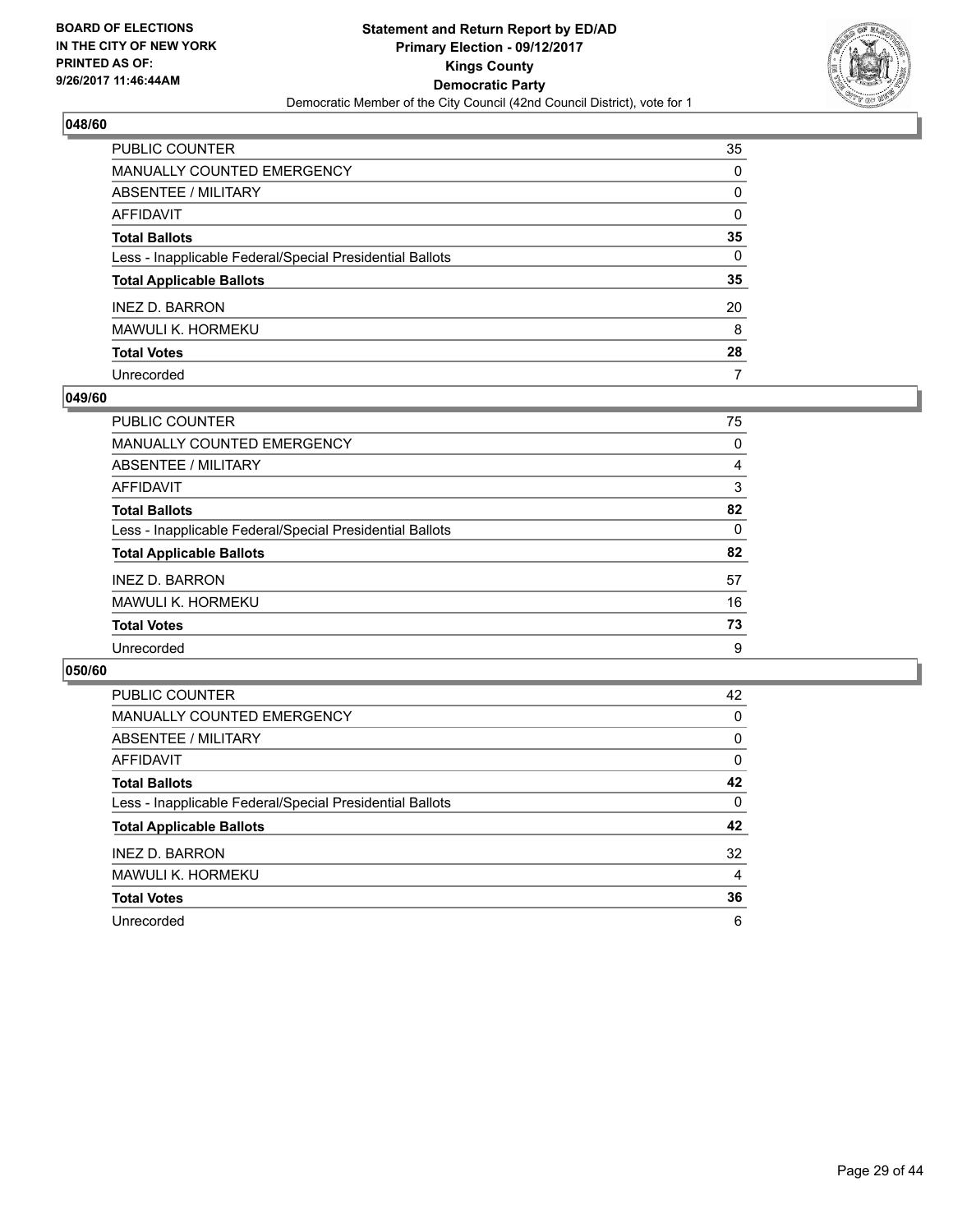BOARD OF ELECTIONS
IN THE CITY OF NEW YORK
PRINTED AS OF:
9/26/2017 11:46:44AM

**Statement and Return Report by ED/AD**
**Primary Election - 09/12/2017**
**Kings County**
**Democratic Party**
Democratic Member of the City Council (42nd Council District), vote for 1

## 048/60

| | |
|---|---|
| PUBLIC COUNTER | 35 |
| MANUALLY COUNTED EMERGENCY | 0 |
| ABSENTEE / MILITARY | 0 |
| AFFIDAVIT | 0 |
| **Total Ballots** | **35** |
| Less - Inapplicable Federal/Special Presidential Ballots | 0 |
| **Total Applicable Ballots** | **35** |
| INEZ D. BARRON | 20 |
| MAWULI K. HORMEKU | 8 |
| **Total Votes** | **28** |
| Unrecorded | 7 |

## 049/60

| | |
|---|---|
| PUBLIC COUNTER | 75 |
| MANUALLY COUNTED EMERGENCY | 0 |
| ABSENTEE / MILITARY | 4 |
| AFFIDAVIT | 3 |
| **Total Ballots** | **82** |
| Less - Inapplicable Federal/Special Presidential Ballots | 0 |
| **Total Applicable Ballots** | **82** |
| INEZ D. BARRON | 57 |
| MAWULI K. HORMEKU | 16 |
| **Total Votes** | **73** |
| Unrecorded | 9 |

## 050/60

| | |
|---|---|
| PUBLIC COUNTER | 42 |
| MANUALLY COUNTED EMERGENCY | 0 |
| ABSENTEE / MILITARY | 0 |
| AFFIDAVIT | 0 |
| **Total Ballots** | **42** |
| Less - Inapplicable Federal/Special Presidential Ballots | 0 |
| **Total Applicable Ballots** | **42** |
| INEZ D. BARRON | 32 |
| MAWULI K. HORMEKU | 4 |
| **Total Votes** | **36** |
| Unrecorded | 6 |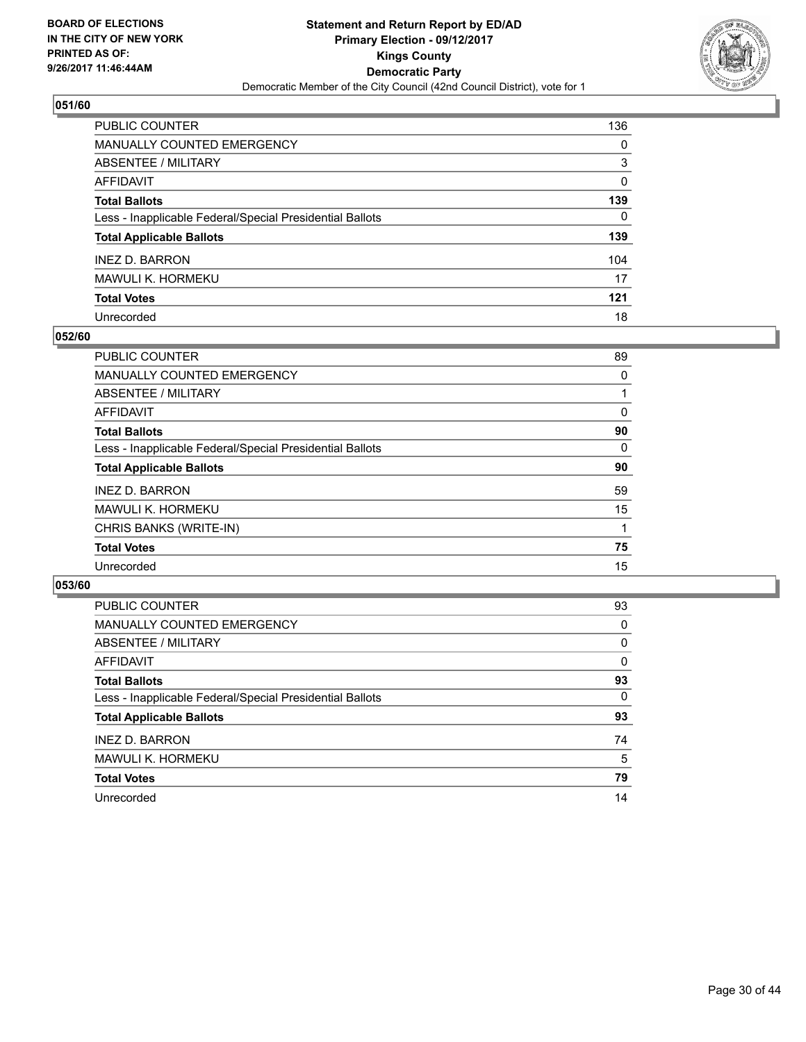BOARD OF ELECTIONS
IN THE CITY OF NEW YORK
PRINTED AS OF:
9/26/2017 11:46:44AM

**Statement and Return Report by ED/AD**
**Primary Election - 09/12/2017**
**Kings County**
**Democratic Party**
Democratic Member of the City Council (42nd Council District), vote for 1

## 051/60

| | |
|---|---|
| PUBLIC COUNTER | 136 |
| MANUALLY COUNTED EMERGENCY | 0 |
| ABSENTEE / MILITARY | 3 |
| AFFIDAVIT | 0 |
| **Total Ballots** | **139** |
| Less - Inapplicable Federal/Special Presidential Ballots | 0 |
| **Total Applicable Ballots** | **139** |
| INEZ D. BARRON | 104 |
| MAWULI K. HORMEKU | 17 |
| **Total Votes** | **121** |
| Unrecorded | 18 |

## 052/60

| | |
|---|---|
| PUBLIC COUNTER | 89 |
| MANUALLY COUNTED EMERGENCY | 0 |
| ABSENTEE / MILITARY | 1 |
| AFFIDAVIT | 0 |
| **Total Ballots** | **90** |
| Less - Inapplicable Federal/Special Presidential Ballots | 0 |
| **Total Applicable Ballots** | **90** |
| INEZ D. BARRON | 59 |
| MAWULI K. HORMEKU | 15 |
| CHRIS BANKS (WRITE-IN) | 1 |
| **Total Votes** | **75** |
| Unrecorded | 15 |

## 053/60

| | |
|---|---|
| PUBLIC COUNTER | 93 |
| MANUALLY COUNTED EMERGENCY | 0 |
| ABSENTEE / MILITARY | 0 |
| AFFIDAVIT | 0 |
| **Total Ballots** | **93** |
| Less - Inapplicable Federal/Special Presidential Ballots | 0 |
| **Total Applicable Ballots** | **93** |
| INEZ D. BARRON | 74 |
| MAWULI K. HORMEKU | 5 |
| **Total Votes** | **79** |
| Unrecorded | 14 |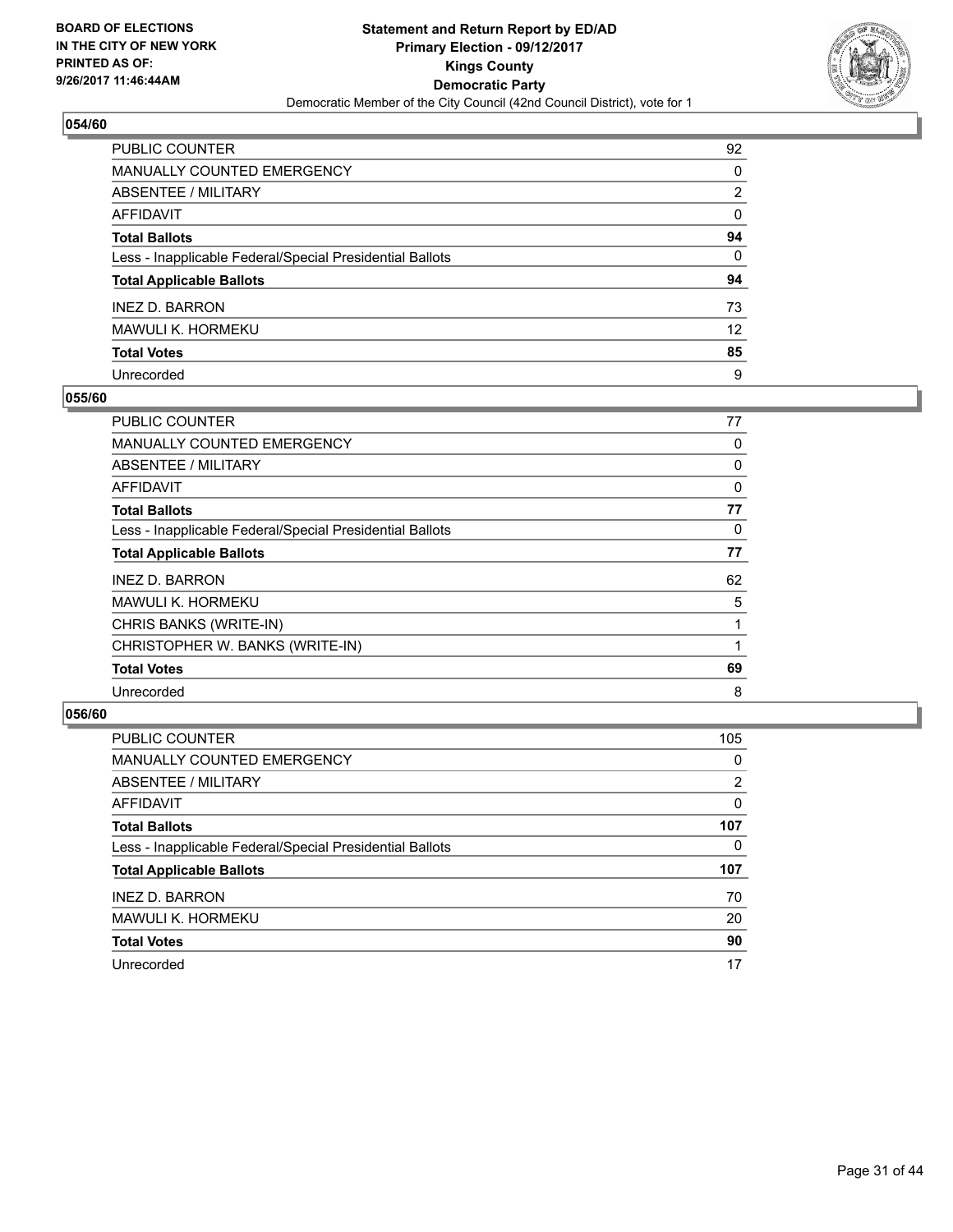**BOARD OF ELECTIONS IN THE CITY OF NEW YORK PRINTED AS OF: 9/26/2017 11:46:44AM**

# Statement and Return Report by ED/AD
## Primary Election - 09/12/2017
## Kings County
## Democratic Party
### Democratic Member of the City Council (42nd Council District), vote for 1

### 054/60

| | |
|---|---|
| PUBLIC COUNTER | 92 |
| MANUALLY COUNTED EMERGENCY | 0 |
| ABSENTEE / MILITARY | 2 |
| AFFIDAVIT | 0 |
| **Total Ballots** | **94** |
| Less - Inapplicable Federal/Special Presidential Ballots | 0 |
| **Total Applicable Ballots** | **94** |
| INEZ D. BARRON | 73 |
| MAWULI K. HORMEKU | 12 |
| **Total Votes** | **85** |
| Unrecorded | 9 |

### 055/60

| | |
|---|---|
| PUBLIC COUNTER | 77 |
| MANUALLY COUNTED EMERGENCY | 0 |
| ABSENTEE / MILITARY | 0 |
| AFFIDAVIT | 0 |
| **Total Ballots** | **77** |
| Less - Inapplicable Federal/Special Presidential Ballots | 0 |
| **Total Applicable Ballots** | **77** |
| INEZ D. BARRON | 62 |
| MAWULI K. HORMEKU | 5 |
| CHRIS BANKS (WRITE-IN) | 1 |
| CHRISTOPHER W. BANKS (WRITE-IN) | 1 |
| **Total Votes** | **69** |
| Unrecorded | 8 |

### 056/60

| | |
|---|---|
| PUBLIC COUNTER | 105 |
| MANUALLY COUNTED EMERGENCY | 0 |
| ABSENTEE / MILITARY | 2 |
| AFFIDAVIT | 0 |
| **Total Ballots** | **107** |
| Less - Inapplicable Federal/Special Presidential Ballots | 0 |
| **Total Applicable Ballots** | **107** |
| INEZ D. BARRON | 70 |
| MAWULI K. HORMEKU | 20 |
| **Total Votes** | **90** |
| Unrecorded | 17 |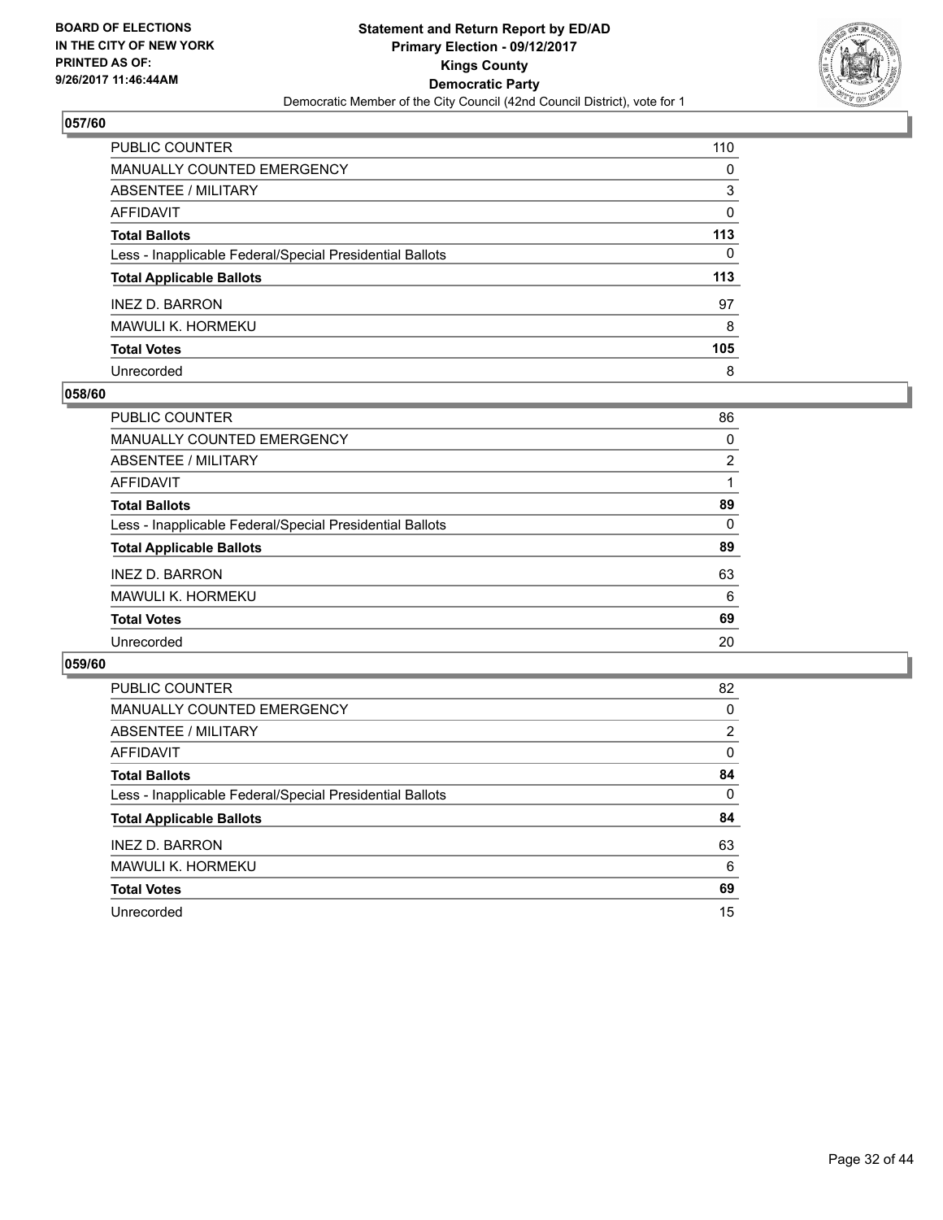# Statement and Return Report by ED/AD
## Primary Election - 09/12/2017
## Kings County
## Democratic Party
### Democratic Member of the City Council (42nd Council District), vote for 1

BOARD OF ELECTIONS IN THE CITY OF NEW YORK PRINTED AS OF: 9/26/2017 11:46:44AM

### 057/60

| | |
|---|---|
| PUBLIC COUNTER | 110 |
| MANUALLY COUNTED EMERGENCY | 0 |
| ABSENTEE / MILITARY | 3 |
| AFFIDAVIT | 0 |
| **Total Ballots** | **113** |
| Less - Inapplicable Federal/Special Presidential Ballots | 0 |
| **Total Applicable Ballots** | **113** |
| INEZ D. BARRON | 97 |
| MAWULI K. HORMEKU | 8 |
| **Total Votes** | **105** |
| Unrecorded | 8 |

### 058/60

| | |
|---|---|
| PUBLIC COUNTER | 86 |
| MANUALLY COUNTED EMERGENCY | 0 |
| ABSENTEE / MILITARY | 2 |
| AFFIDAVIT | 1 |
| **Total Ballots** | **89** |
| Less - Inapplicable Federal/Special Presidential Ballots | 0 |
| **Total Applicable Ballots** | **89** |
| INEZ D. BARRON | 63 |
| MAWULI K. HORMEKU | 6 |
| **Total Votes** | **69** |
| Unrecorded | 20 |

### 059/60

| | |
|---|---|
| PUBLIC COUNTER | 82 |
| MANUALLY COUNTED EMERGENCY | 0 |
| ABSENTEE / MILITARY | 2 |
| AFFIDAVIT | 0 |
| **Total Ballots** | **84** |
| Less - Inapplicable Federal/Special Presidential Ballots | 0 |
| **Total Applicable Ballots** | **84** |
| INEZ D. BARRON | 63 |
| MAWULI K. HORMEKU | 6 |
| **Total Votes** | **69** |
| Unrecorded | 15 |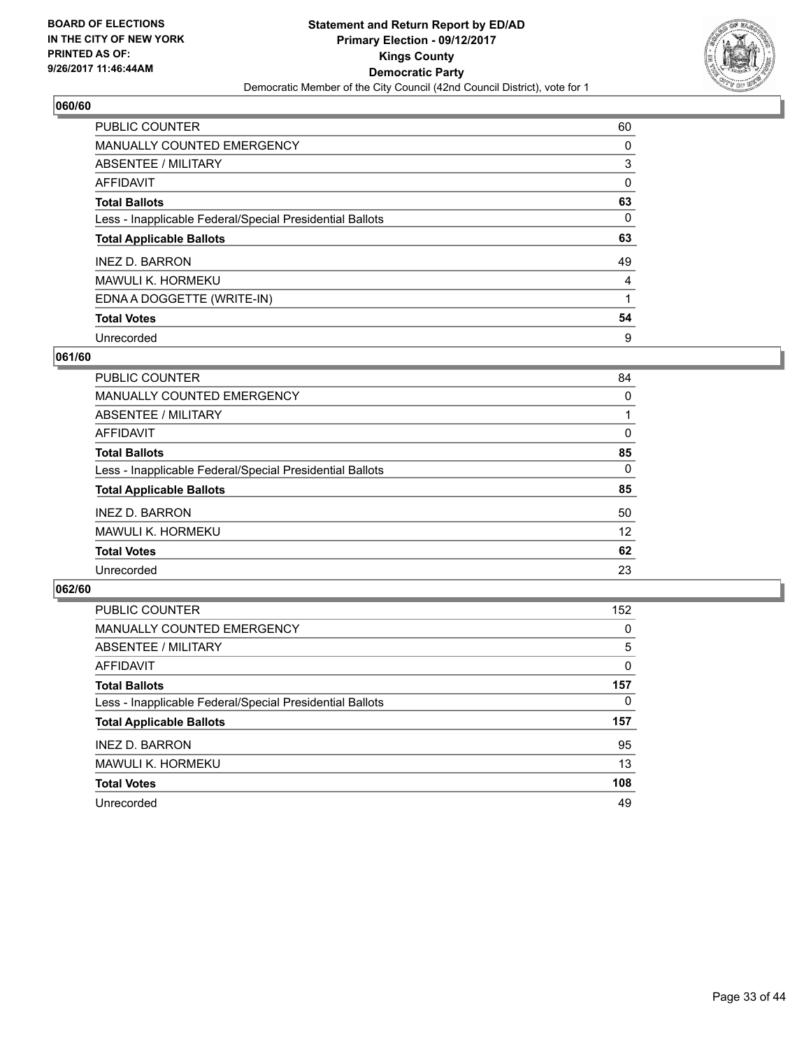BOARD OF ELECTIONS
IN THE CITY OF NEW YORK
PRINTED AS OF:
9/26/2017 11:46:44AM

**Statement and Return Report by ED/AD**
**Primary Election - 09/12/2017**
**Kings County**
**Democratic Party**
Democratic Member of the City Council (42nd Council District), vote for 1

## 060/60

| | |
|---|---|
| PUBLIC COUNTER | 60 |
| MANUALLY COUNTED EMERGENCY | 0 |
| ABSENTEE / MILITARY | 3 |
| AFFIDAVIT | 0 |
| **Total Ballots** | **63** |
| Less - Inapplicable Federal/Special Presidential Ballots | 0 |
| **Total Applicable Ballots** | **63** |
| INEZ D. BARRON | 49 |
| MAWULI K. HORMEKU | 4 |
| EDNA A DOGGETTE (WRITE-IN) | 1 |
| **Total Votes** | **54** |
| Unrecorded | 9 |

## 061/60

| | |
|---|---|
| PUBLIC COUNTER | 84 |
| MANUALLY COUNTED EMERGENCY | 0 |
| ABSENTEE / MILITARY | 1 |
| AFFIDAVIT | 0 |
| **Total Ballots** | **85** |
| Less - Inapplicable Federal/Special Presidential Ballots | 0 |
| **Total Applicable Ballots** | **85** |
| INEZ D. BARRON | 50 |
| MAWULI K. HORMEKU | 12 |
| **Total Votes** | **62** |
| Unrecorded | 23 |

## 062/60

| | |
|---|---|
| PUBLIC COUNTER | 152 |
| MANUALLY COUNTED EMERGENCY | 0 |
| ABSENTEE / MILITARY | 5 |
| AFFIDAVIT | 0 |
| **Total Ballots** | **157** |
| Less - Inapplicable Federal/Special Presidential Ballots | 0 |
| **Total Applicable Ballots** | **157** |
| INEZ D. BARRON | 95 |
| MAWULI K. HORMEKU | 13 |
| **Total Votes** | **108** |
| Unrecorded | 49 |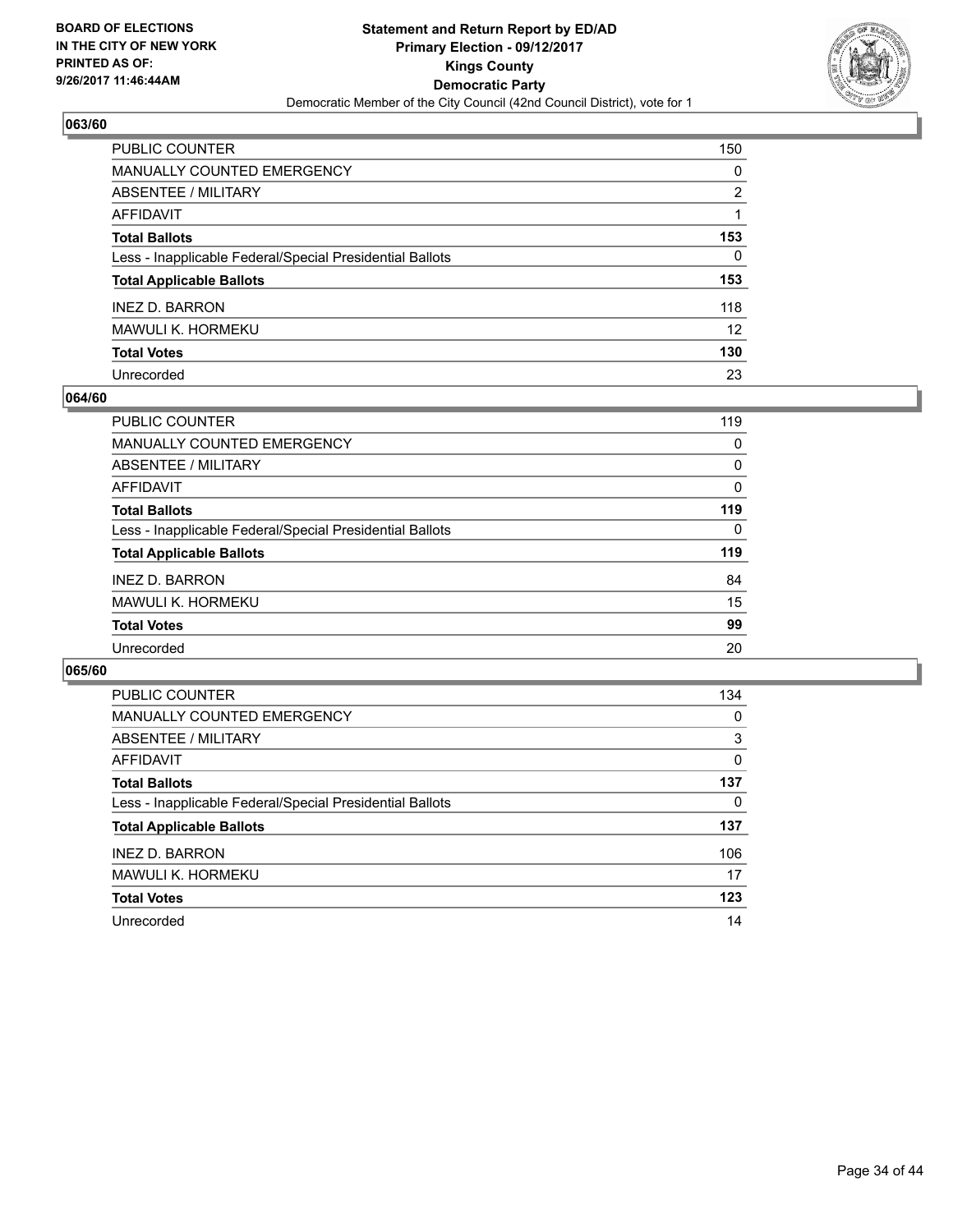**Statement and Return Report by ED/AD**
**Primary Election - 09/12/2017**
**Kings County**
**Democratic Party**
Democratic Member of the City Council (42nd Council District), vote for 1

BOARD OF ELECTIONS
IN THE CITY OF NEW YORK
PRINTED AS OF:
9/26/2017 11:46:44AM

## 063/60

| | |
|---|---|
| PUBLIC COUNTER | 150 |
| MANUALLY COUNTED EMERGENCY | 0 |
| ABSENTEE / MILITARY | 2 |
| AFFIDAVIT | 1 |
| **Total Ballots** | **153** |
| Less - Inapplicable Federal/Special Presidential Ballots | 0 |
| **Total Applicable Ballots** | **153** |
| INEZ D. BARRON | 118 |
| MAWULI K. HORMEKU | 12 |
| **Total Votes** | **130** |
| Unrecorded | 23 |

## 064/60

| | |
|---|---|
| PUBLIC COUNTER | 119 |
| MANUALLY COUNTED EMERGENCY | 0 |
| ABSENTEE / MILITARY | 0 |
| AFFIDAVIT | 0 |
| **Total Ballots** | **119** |
| Less - Inapplicable Federal/Special Presidential Ballots | 0 |
| **Total Applicable Ballots** | **119** |
| INEZ D. BARRON | 84 |
| MAWULI K. HORMEKU | 15 |
| **Total Votes** | **99** |
| Unrecorded | 20 |

## 065/60

| | |
|---|---|
| PUBLIC COUNTER | 134 |
| MANUALLY COUNTED EMERGENCY | 0 |
| ABSENTEE / MILITARY | 3 |
| AFFIDAVIT | 0 |
| **Total Ballots** | **137** |
| Less - Inapplicable Federal/Special Presidential Ballots | 0 |
| **Total Applicable Ballots** | **137** |
| INEZ D. BARRON | 106 |
| MAWULI K. HORMEKU | 17 |
| **Total Votes** | **123** |
| Unrecorded | 14 |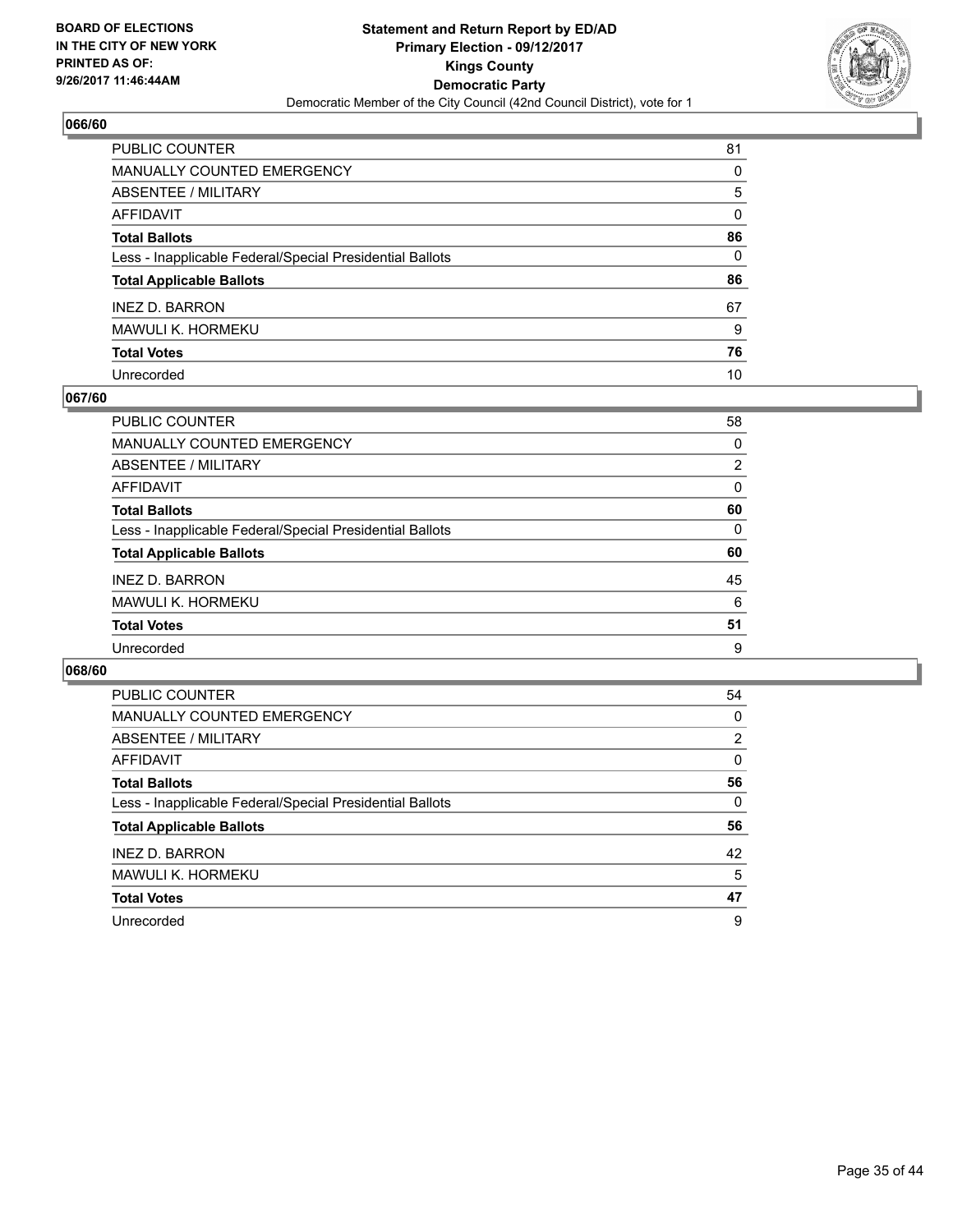BOARD OF ELECTIONS
IN THE CITY OF NEW YORK
PRINTED AS OF:
9/26/2017 11:46:44AM

**Statement and Return Report by ED/AD**
**Primary Election - 09/12/2017**
**Kings County**
**Democratic Party**
Democratic Member of the City Council (42nd Council District), vote for 1

## 066/60

| | |
|---|---|
| PUBLIC COUNTER | 81 |
| MANUALLY COUNTED EMERGENCY | 0 |
| ABSENTEE / MILITARY | 5 |
| AFFIDAVIT | 0 |
| **Total Ballots** | **86** |
| Less - Inapplicable Federal/Special Presidential Ballots | 0 |
| **Total Applicable Ballots** | **86** |
| INEZ D. BARRON | 67 |
| MAWULI K. HORMEKU | 9 |
| **Total Votes** | **76** |
| Unrecorded | 10 |

## 067/60

| | |
|---|---|
| PUBLIC COUNTER | 58 |
| MANUALLY COUNTED EMERGENCY | 0 |
| ABSENTEE / MILITARY | 2 |
| AFFIDAVIT | 0 |
| **Total Ballots** | **60** |
| Less - Inapplicable Federal/Special Presidential Ballots | 0 |
| **Total Applicable Ballots** | **60** |
| INEZ D. BARRON | 45 |
| MAWULI K. HORMEKU | 6 |
| **Total Votes** | **51** |
| Unrecorded | 9 |

## 068/60

| | |
|---|---|
| PUBLIC COUNTER | 54 |
| MANUALLY COUNTED EMERGENCY | 0 |
| ABSENTEE / MILITARY | 2 |
| AFFIDAVIT | 0 |
| **Total Ballots** | **56** |
| Less - Inapplicable Federal/Special Presidential Ballots | 0 |
| **Total Applicable Ballots** | **56** |
| INEZ D. BARRON | 42 |
| MAWULI K. HORMEKU | 5 |
| **Total Votes** | **47** |
| Unrecorded | 9 |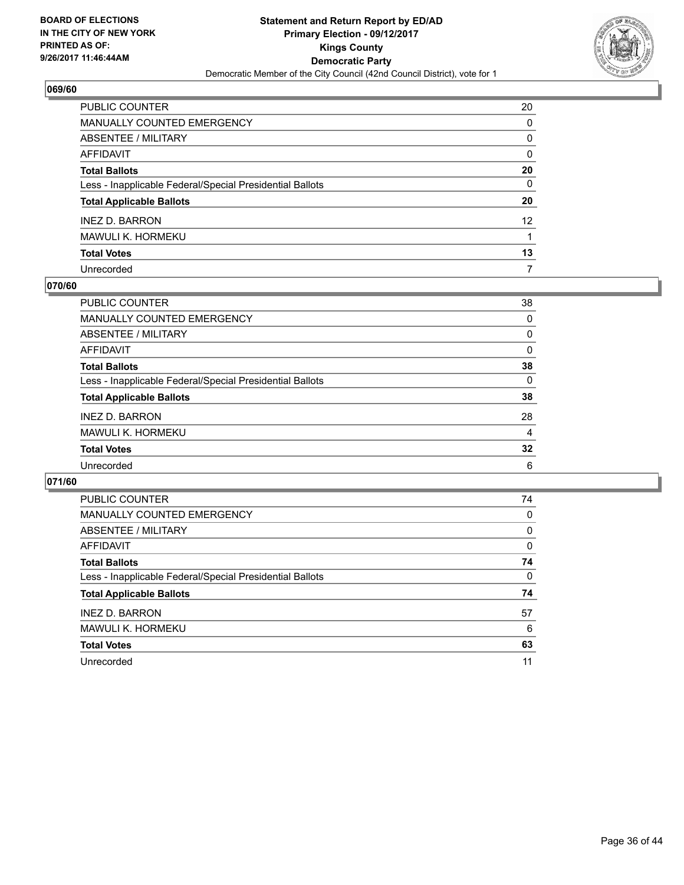BOARD OF ELECTIONS
IN THE CITY OF NEW YORK
PRINTED AS OF:
9/26/2017 11:46:44AM

**Statement and Return Report by ED/AD**
**Primary Election - 09/12/2017**
**Kings County**
**Democratic Party**
Democratic Member of the City Council (42nd Council District), vote for 1

### 069/60

| | |
|---|---|
| PUBLIC COUNTER | 20 |
| MANUALLY COUNTED EMERGENCY | 0 |
| ABSENTEE / MILITARY | 0 |
| AFFIDAVIT | 0 |
| **Total Ballots** | **20** |
| Less - Inapplicable Federal/Special Presidential Ballots | 0 |
| **Total Applicable Ballots** | **20** |
| INEZ D. BARRON | 12 |
| MAWULI K. HORMEKU | 1 |
| **Total Votes** | **13** |
| Unrecorded | 7 |

### 070/60

| | |
|---|---|
| PUBLIC COUNTER | 38 |
| MANUALLY COUNTED EMERGENCY | 0 |
| ABSENTEE / MILITARY | 0 |
| AFFIDAVIT | 0 |
| **Total Ballots** | **38** |
| Less - Inapplicable Federal/Special Presidential Ballots | 0 |
| **Total Applicable Ballots** | **38** |
| INEZ D. BARRON | 28 |
| MAWULI K. HORMEKU | 4 |
| **Total Votes** | **32** |
| Unrecorded | 6 |

### 071/60

| | |
|---|---|
| PUBLIC COUNTER | 74 |
| MANUALLY COUNTED EMERGENCY | 0 |
| ABSENTEE / MILITARY | 0 |
| AFFIDAVIT | 0 |
| **Total Ballots** | **74** |
| Less - Inapplicable Federal/Special Presidential Ballots | 0 |
| **Total Applicable Ballots** | **74** |
| INEZ D. BARRON | 57 |
| MAWULI K. HORMEKU | 6 |
| **Total Votes** | **63** |
| Unrecorded | 11 |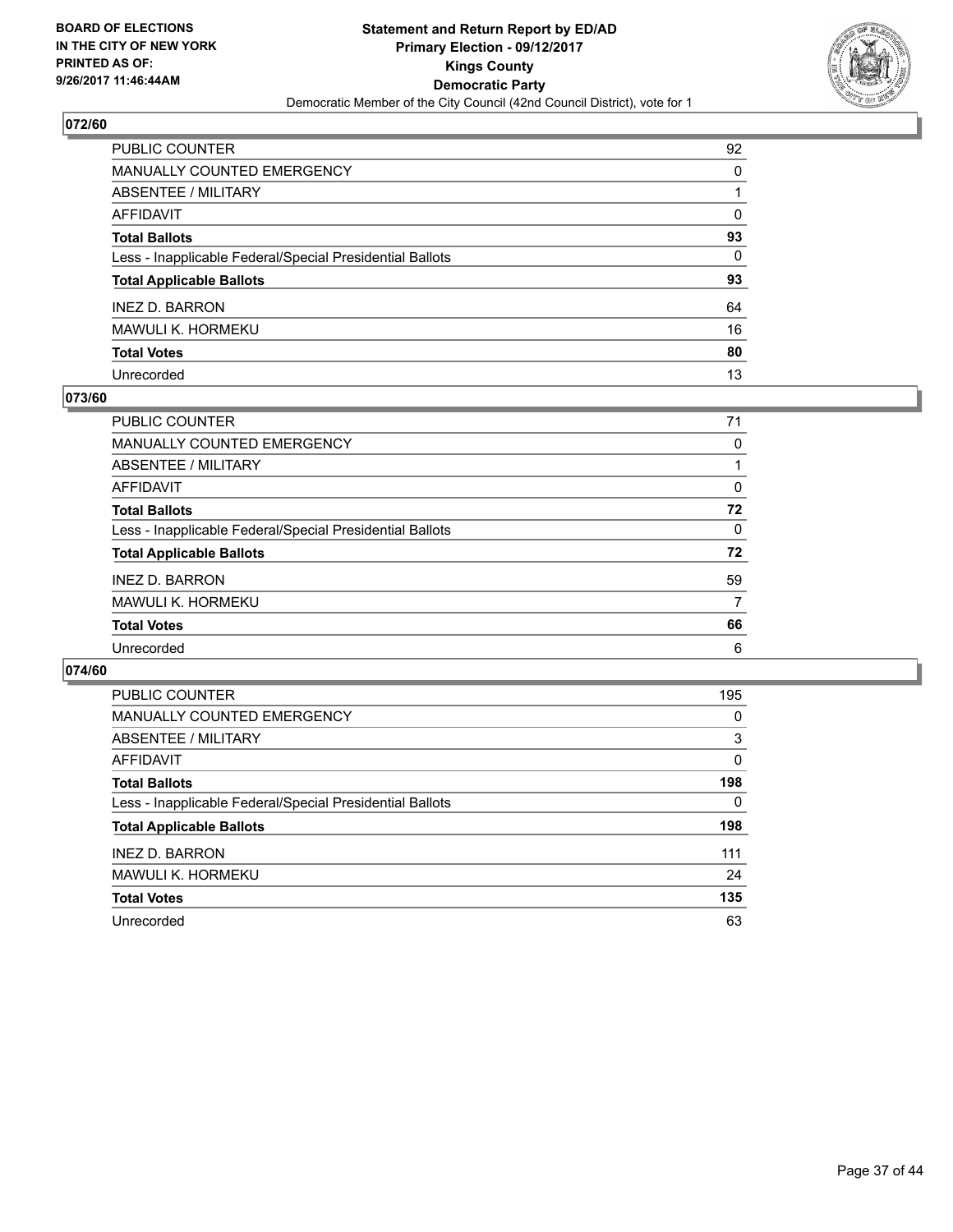**BOARD OF ELECTIONS IN THE CITY OF NEW YORK PRINTED AS OF: 9/26/2017 11:46:44AM**

**Statement and Return Report by ED/AD Primary Election - 09/12/2017 Kings County Democratic Party**

Democratic Member of the City Council (42nd Council District), vote for 1

## 072/60

| | |
|---|---|
| PUBLIC COUNTER | 92 |
| MANUALLY COUNTED EMERGENCY | 0 |
| ABSENTEE / MILITARY | 1 |
| AFFIDAVIT | 0 |
| **Total Ballots** | **93** |
| Less - Inapplicable Federal/Special Presidential Ballots | 0 |
| **Total Applicable Ballots** | **93** |
| INEZ D. BARRON | 64 |
| MAWULI K. HORMEKU | 16 |
| **Total Votes** | **80** |
| Unrecorded | 13 |

## 073/60

| | |
|---|---|
| PUBLIC COUNTER | 71 |
| MANUALLY COUNTED EMERGENCY | 0 |
| ABSENTEE / MILITARY | 1 |
| AFFIDAVIT | 0 |
| **Total Ballots** | **72** |
| Less - Inapplicable Federal/Special Presidential Ballots | 0 |
| **Total Applicable Ballots** | **72** |
| INEZ D. BARRON | 59 |
| MAWULI K. HORMEKU | 7 |
| **Total Votes** | **66** |
| Unrecorded | 6 |

## 074/60

| | |
|---|---|
| PUBLIC COUNTER | 195 |
| MANUALLY COUNTED EMERGENCY | 0 |
| ABSENTEE / MILITARY | 3 |
| AFFIDAVIT | 0 |
| **Total Ballots** | **198** |
| Less - Inapplicable Federal/Special Presidential Ballots | 0 |
| **Total Applicable Ballots** | **198** |
| INEZ D. BARRON | 111 |
| MAWULI K. HORMEKU | 24 |
| **Total Votes** | **135** |
| Unrecorded | 63 |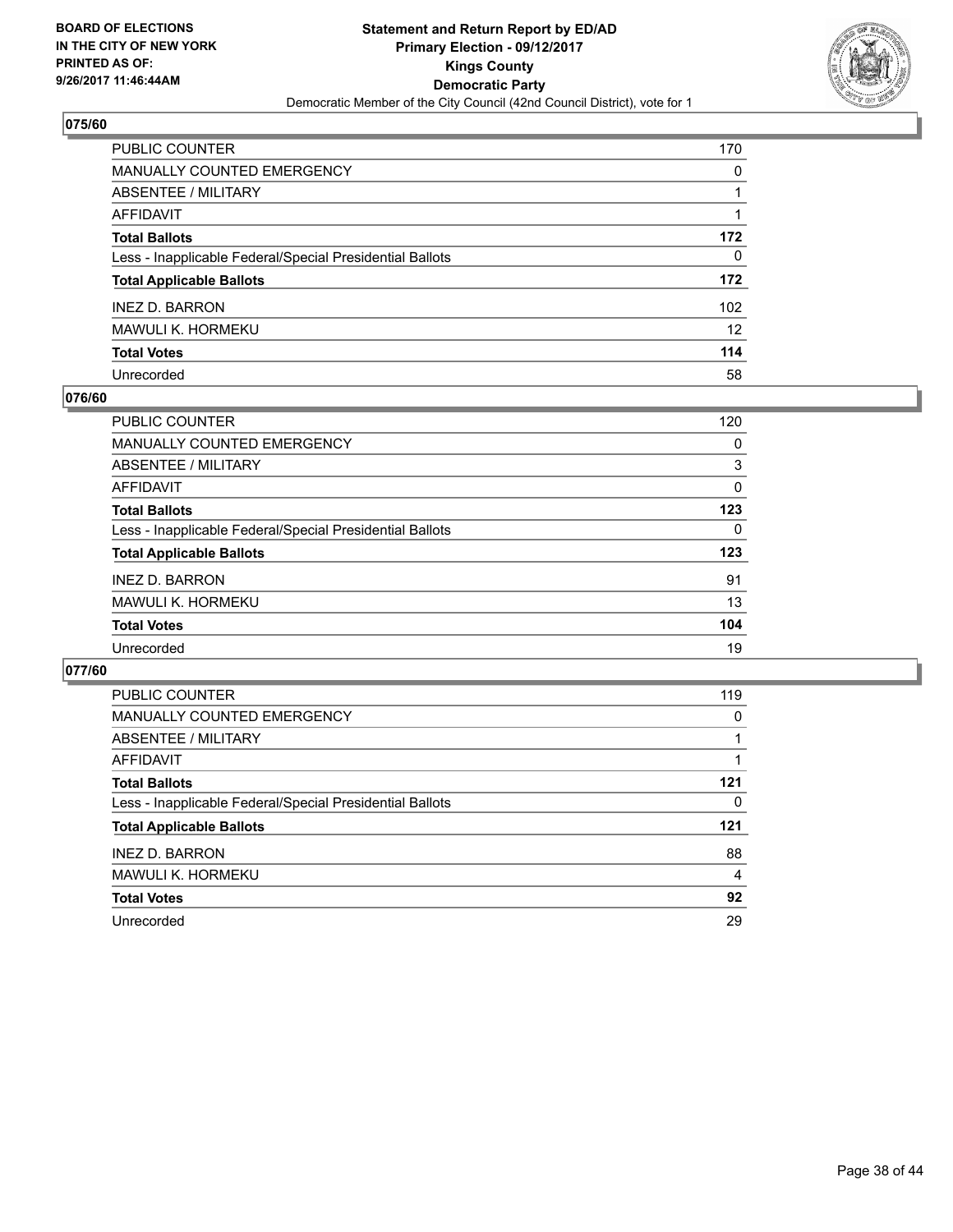**BOARD OF ELECTIONS IN THE CITY OF NEW YORK PRINTED AS OF: 9/26/2017 11:46:44AM**

**Statement and Return Report by ED/AD Primary Election - 09/12/2017 Kings County Democratic Party**

Democratic Member of the City Council (42nd Council District), vote for 1

## 075/60

| | |
|---|---|
| PUBLIC COUNTER | 170 |
| MANUALLY COUNTED EMERGENCY | 0 |
| ABSENTEE / MILITARY | 1 |
| AFFIDAVIT | 1 |
| **Total Ballots** | **172** |
| Less - Inapplicable Federal/Special Presidential Ballots | 0 |
| **Total Applicable Ballots** | **172** |
| INEZ D. BARRON | 102 |
| MAWULI K. HORMEKU | 12 |
| **Total Votes** | **114** |
| Unrecorded | 58 |

## 076/60

| | |
|---|---|
| PUBLIC COUNTER | 120 |
| MANUALLY COUNTED EMERGENCY | 0 |
| ABSENTEE / MILITARY | 3 |
| AFFIDAVIT | 0 |
| **Total Ballots** | **123** |
| Less - Inapplicable Federal/Special Presidential Ballots | 0 |
| **Total Applicable Ballots** | **123** |
| INEZ D. BARRON | 91 |
| MAWULI K. HORMEKU | 13 |
| **Total Votes** | **104** |
| Unrecorded | 19 |

## 077/60

| | |
|---|---|
| PUBLIC COUNTER | 119 |
| MANUALLY COUNTED EMERGENCY | 0 |
| ABSENTEE / MILITARY | 1 |
| AFFIDAVIT | 1 |
| **Total Ballots** | **121** |
| Less - Inapplicable Federal/Special Presidential Ballots | 0 |
| **Total Applicable Ballots** | **121** |
| INEZ D. BARRON | 88 |
| MAWULI K. HORMEKU | 4 |
| **Total Votes** | **92** |
| Unrecorded | 29 |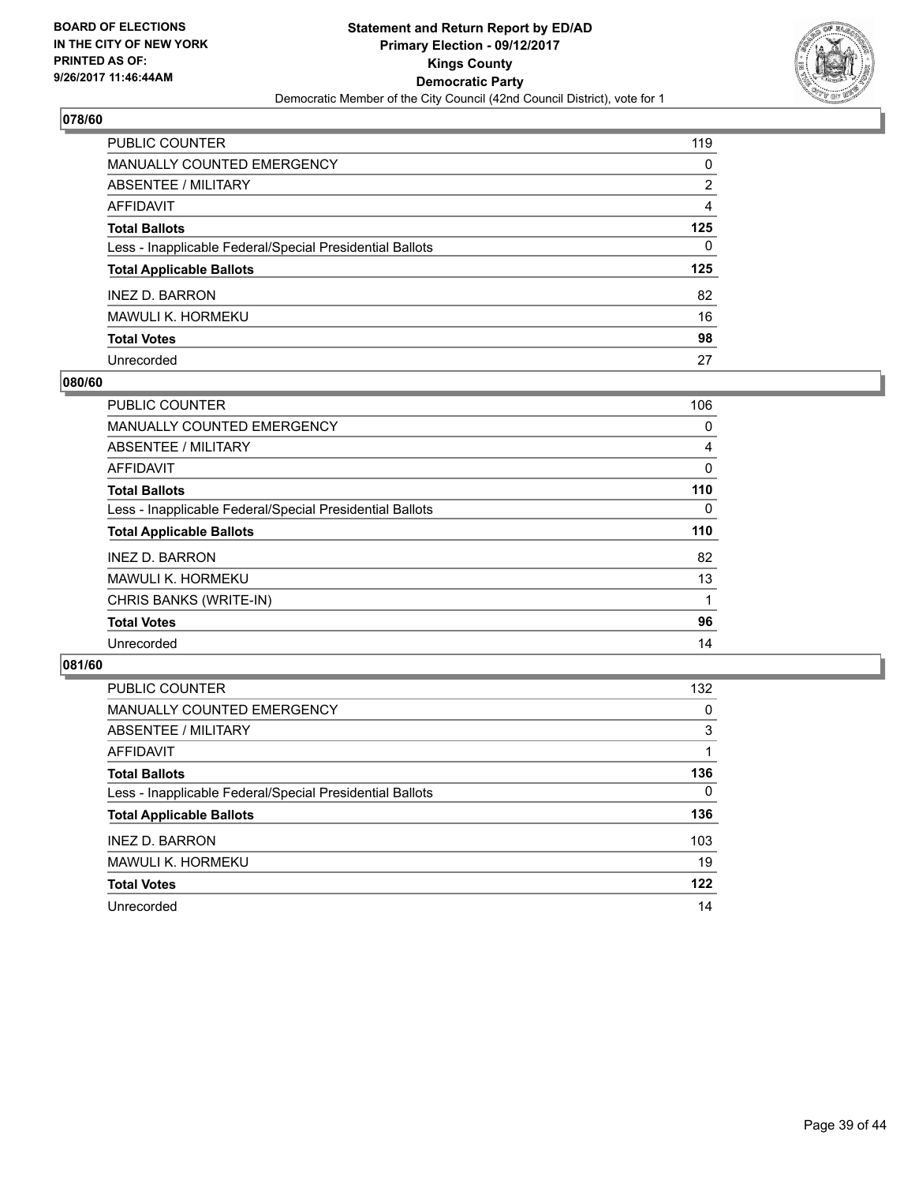**BOARD OF ELECTIONS IN THE CITY OF NEW YORK PRINTED AS OF: 9/26/2017 11:46:44AM**

**Statement and Return Report by ED/AD Primary Election - 09/12/2017 Kings County Democratic Party**

Democratic Member of the City Council (42nd Council District), vote for 1

## 078/60

| | |
|---|---|
| PUBLIC COUNTER | 119 |
| MANUALLY COUNTED EMERGENCY | 0 |
| ABSENTEE / MILITARY | 2 |
| AFFIDAVIT | 4 |
| **Total Ballots** | **125** |
| Less - Inapplicable Federal/Special Presidential Ballots | 0 |
| **Total Applicable Ballots** | **125** |
| INEZ D. BARRON | 82 |
| MAWULI K. HORMEKU | 16 |
| **Total Votes** | **98** |
| Unrecorded | 27 |

## 080/60

| | |
|---|---|
| PUBLIC COUNTER | 106 |
| MANUALLY COUNTED EMERGENCY | 0 |
| ABSENTEE / MILITARY | 4 |
| AFFIDAVIT | 0 |
| **Total Ballots** | **110** |
| Less - Inapplicable Federal/Special Presidential Ballots | 0 |
| **Total Applicable Ballots** | **110** |
| INEZ D. BARRON | 82 |
| MAWULI K. HORMEKU | 13 |
| CHRIS BANKS (WRITE-IN) | 1 |
| **Total Votes** | **96** |
| Unrecorded | 14 |

## 081/60

| | |
|---|---|
| PUBLIC COUNTER | 132 |
| MANUALLY COUNTED EMERGENCY | 0 |
| ABSENTEE / MILITARY | 3 |
| AFFIDAVIT | 1 |
| **Total Ballots** | **136** |
| Less - Inapplicable Federal/Special Presidential Ballots | 0 |
| **Total Applicable Ballots** | **136** |
| INEZ D. BARRON | 103 |
| MAWULI K. HORMEKU | 19 |
| **Total Votes** | **122** |
| Unrecorded | 14 |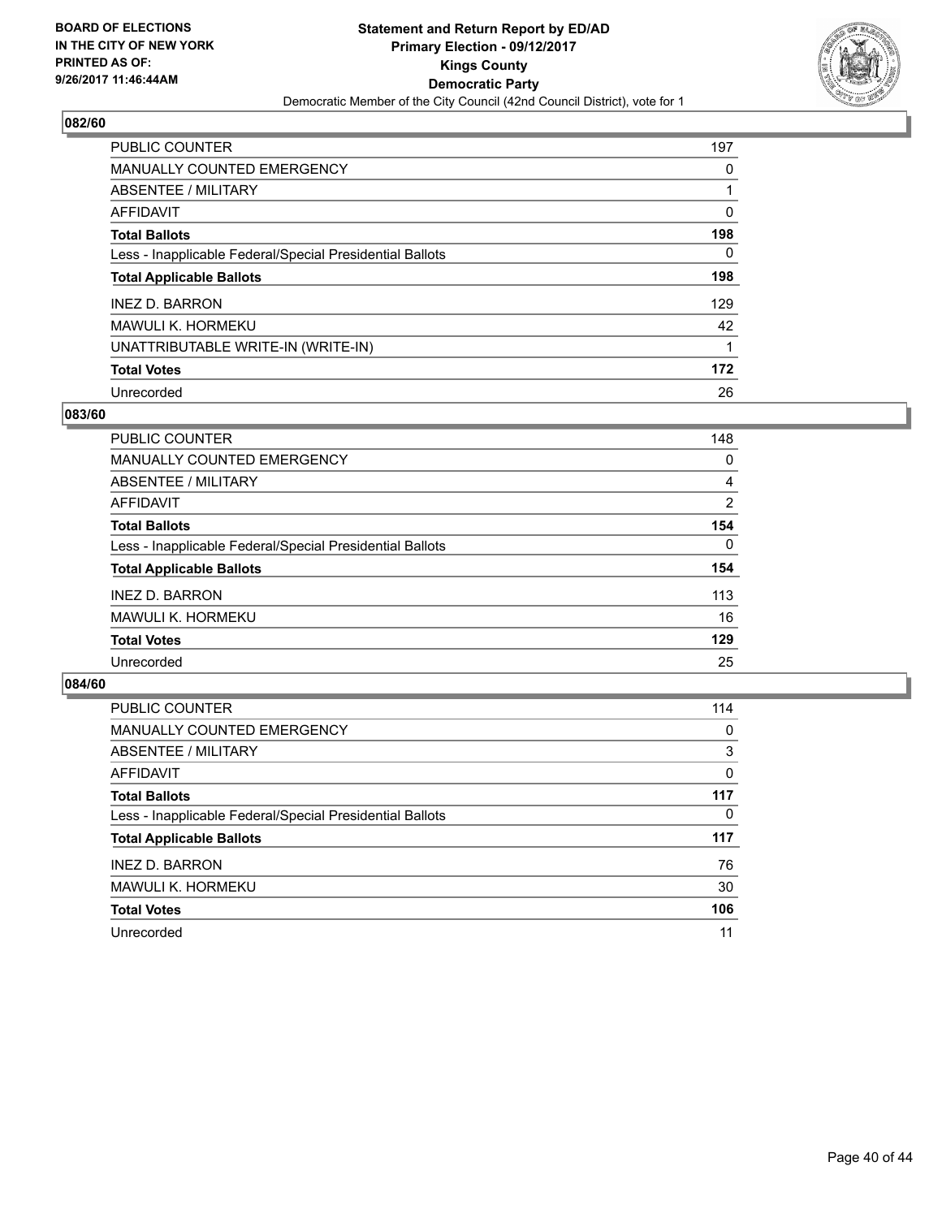BOARD OF ELECTIONS
IN THE CITY OF NEW YORK
PRINTED AS OF:
9/26/2017 11:46:44AM

**Statement and Return Report by ED/AD**
**Primary Election - 09/12/2017**
**Kings County**
**Democratic Party**
Democratic Member of the City Council (42nd Council District), vote for 1

## 082/60

| | |
|---|---|
| PUBLIC COUNTER | 197 |
| MANUALLY COUNTED EMERGENCY | 0 |
| ABSENTEE / MILITARY | 1 |
| AFFIDAVIT | 0 |
| **Total Ballots** | **198** |
| Less - Inapplicable Federal/Special Presidential Ballots | 0 |
| **Total Applicable Ballots** | **198** |
| INEZ D. BARRON | 129 |
| MAWULI K. HORMEKU | 42 |
| UNATTRIBUTABLE WRITE-IN (WRITE-IN) | 1 |
| **Total Votes** | **172** |
| Unrecorded | 26 |

## 083/60

| | |
|---|---|
| PUBLIC COUNTER | 148 |
| MANUALLY COUNTED EMERGENCY | 0 |
| ABSENTEE / MILITARY | 4 |
| AFFIDAVIT | 2 |
| **Total Ballots** | **154** |
| Less - Inapplicable Federal/Special Presidential Ballots | 0 |
| **Total Applicable Ballots** | **154** |
| INEZ D. BARRON | 113 |
| MAWULI K. HORMEKU | 16 |
| **Total Votes** | **129** |
| Unrecorded | 25 |

## 084/60

| | |
|---|---|
| PUBLIC COUNTER | 114 |
| MANUALLY COUNTED EMERGENCY | 0 |
| ABSENTEE / MILITARY | 3 |
| AFFIDAVIT | 0 |
| **Total Ballots** | **117** |
| Less - Inapplicable Federal/Special Presidential Ballots | 0 |
| **Total Applicable Ballots** | **117** |
| INEZ D. BARRON | 76 |
| MAWULI K. HORMEKU | 30 |
| **Total Votes** | **106** |
| Unrecorded | 11 |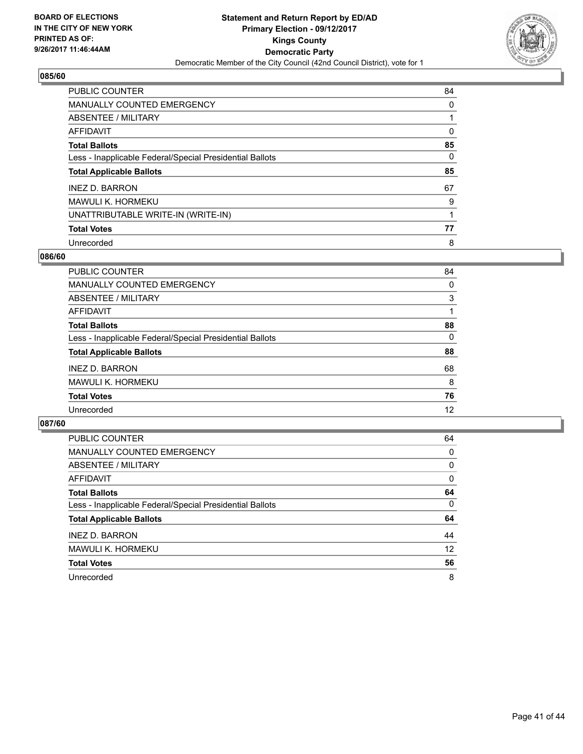BOARD OF ELECTIONS
IN THE CITY OF NEW YORK
PRINTED AS OF:
9/26/2017 11:46:44AM

**Statement and Return Report by ED/AD**
**Primary Election - 09/12/2017**
**Kings County**
**Democratic Party**
Democratic Member of the City Council (42nd Council District), vote for 1

### 085/60

| | |
|---|---|
| PUBLIC COUNTER | 84 |
| MANUALLY COUNTED EMERGENCY | 0 |
| ABSENTEE / MILITARY | 1 |
| AFFIDAVIT | 0 |
| **Total Ballots** | **85** |
| Less - Inapplicable Federal/Special Presidential Ballots | 0 |
| **Total Applicable Ballots** | **85** |
| INEZ D. BARRON | 67 |
| MAWULI K. HORMEKU | 9 |
| UNATTRIBUTABLE WRITE-IN (WRITE-IN) | 1 |
| **Total Votes** | **77** |
| Unrecorded | 8 |

### 086/60

| | |
|---|---|
| PUBLIC COUNTER | 84 |
| MANUALLY COUNTED EMERGENCY | 0 |
| ABSENTEE / MILITARY | 3 |
| AFFIDAVIT | 1 |
| **Total Ballots** | **88** |
| Less - Inapplicable Federal/Special Presidential Ballots | 0 |
| **Total Applicable Ballots** | **88** |
| INEZ D. BARRON | 68 |
| MAWULI K. HORMEKU | 8 |
| **Total Votes** | **76** |
| Unrecorded | 12 |

### 087/60

| | |
|---|---|
| PUBLIC COUNTER | 64 |
| MANUALLY COUNTED EMERGENCY | 0 |
| ABSENTEE / MILITARY | 0 |
| AFFIDAVIT | 0 |
| **Total Ballots** | **64** |
| Less - Inapplicable Federal/Special Presidential Ballots | 0 |
| **Total Applicable Ballots** | **64** |
| INEZ D. BARRON | 44 |
| MAWULI K. HORMEKU | 12 |
| **Total Votes** | **56** |
| Unrecorded | 8 |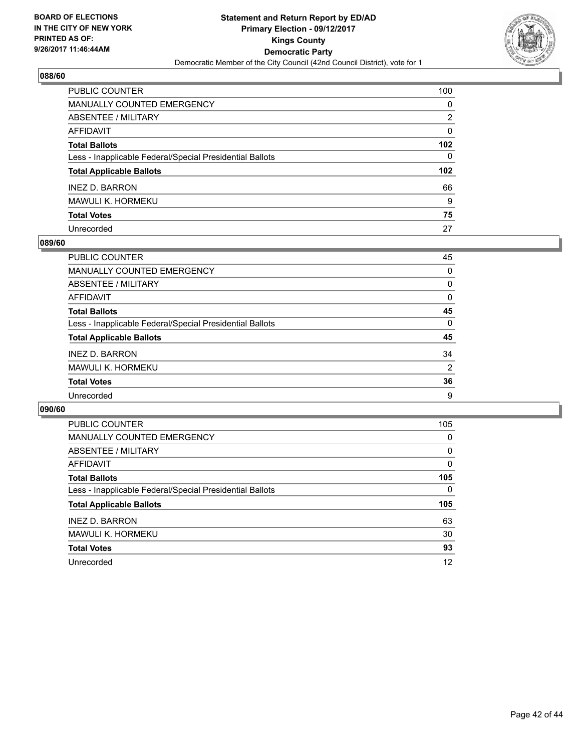BOARD OF ELECTIONS
IN THE CITY OF NEW YORK
PRINTED AS OF:
9/26/2017 11:46:44AM

**Statement and Return Report by ED/AD**
**Primary Election - 09/12/2017**
**Kings County**
**Democratic Party**
Democratic Member of the City Council (42nd Council District), vote for 1

## 088/60

| | |
|---|---|
| PUBLIC COUNTER | 100 |
| MANUALLY COUNTED EMERGENCY | 0 |
| ABSENTEE / MILITARY | 2 |
| AFFIDAVIT | 0 |
| **Total Ballots** | **102** |
| Less - Inapplicable Federal/Special Presidential Ballots | 0 |
| **Total Applicable Ballots** | **102** |
| INEZ D. BARRON | 66 |
| MAWULI K. HORMEKU | 9 |
| **Total Votes** | **75** |
| Unrecorded | 27 |

## 089/60

| | |
|---|---|
| PUBLIC COUNTER | 45 |
| MANUALLY COUNTED EMERGENCY | 0 |
| ABSENTEE / MILITARY | 0 |
| AFFIDAVIT | 0 |
| **Total Ballots** | **45** |
| Less - Inapplicable Federal/Special Presidential Ballots | 0 |
| **Total Applicable Ballots** | **45** |
| INEZ D. BARRON | 34 |
| MAWULI K. HORMEKU | 2 |
| **Total Votes** | **36** |
| Unrecorded | 9 |

## 090/60

| | |
|---|---|
| PUBLIC COUNTER | 105 |
| MANUALLY COUNTED EMERGENCY | 0 |
| ABSENTEE / MILITARY | 0 |
| AFFIDAVIT | 0 |
| **Total Ballots** | **105** |
| Less - Inapplicable Federal/Special Presidential Ballots | 0 |
| **Total Applicable Ballots** | **105** |
| INEZ D. BARRON | 63 |
| MAWULI K. HORMEKU | 30 |
| **Total Votes** | **93** |
| Unrecorded | 12 |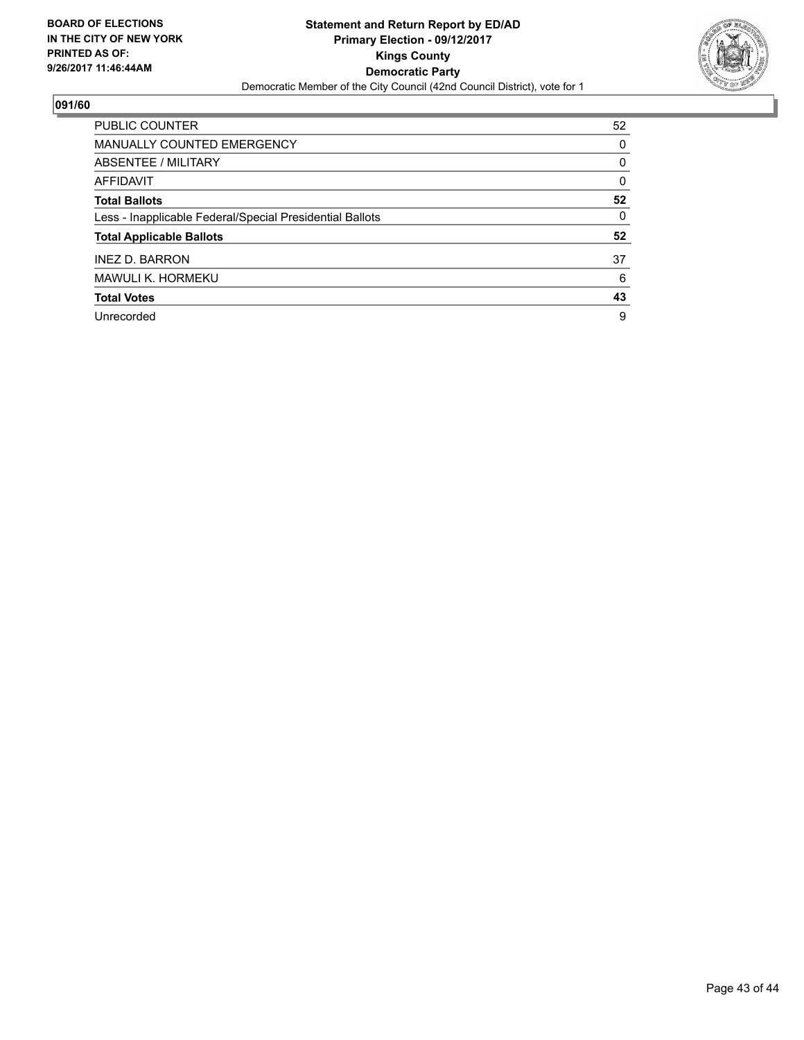**BOARD OF ELECTIONS IN THE CITY OF NEW YORK PRINTED AS OF: 9/26/2017 11:46:44AM**

**Statement and Return Report by ED/AD**
**Primary Election - 09/12/2017**
**Kings County**
**Democratic Party**
Democratic Member of the City Council (42nd Council District), vote for 1

## 091/60

| | |
|---|---|
| PUBLIC COUNTER | 52 |
| MANUALLY COUNTED EMERGENCY | 0 |
| ABSENTEE / MILITARY | 0 |
| AFFIDAVIT | 0 |
| **Total Ballots** | **52** |
| Less - Inapplicable Federal/Special Presidential Ballots | 0 |
| **Total Applicable Ballots** | **52** |
| INEZ D. BARRON | 37 |
| MAWULI K. HORMEKU | 6 |
| **Total Votes** | **43** |
| Unrecorded | 9 |